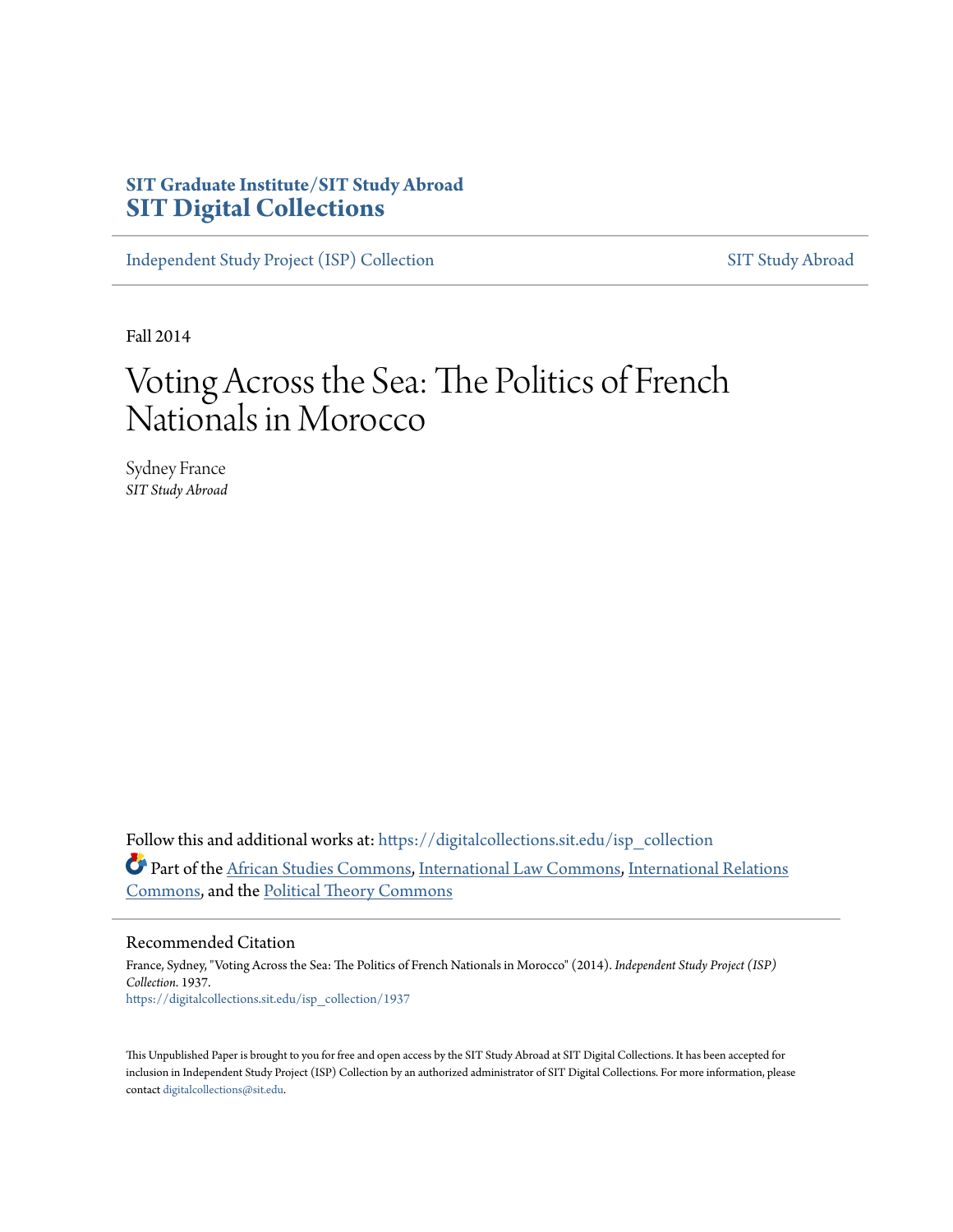SIT Graduate Institute/SIT Study Abroad
**SIT Digital Collections**

Independent Study Project (ISP) Collection — SIT Study Abroad

Fall 2014

# Voting Across the Sea: The Politics of French Nationals in Morocco

Sydney France
*SIT Study Abroad*

Follow this and additional works at: https://digitalcollections.sit.edu/isp_collection

Part of the African Studies Commons, International Law Commons, International Relations Commons, and the Political Theory Commons

## Recommended Citation

France, Sydney, "Voting Across the Sea: The Politics of French Nationals in Morocco" (2014). *Independent Study Project (ISP) Collection*. 1937.
https://digitalcollections.sit.edu/isp_collection/1937

This Unpublished Paper is brought to you for free and open access by the SIT Study Abroad at SIT Digital Collections. It has been accepted for inclusion in Independent Study Project (ISP) Collection by an authorized administrator of SIT Digital Collections. For more information, please contact digitalcollections@sit.edu.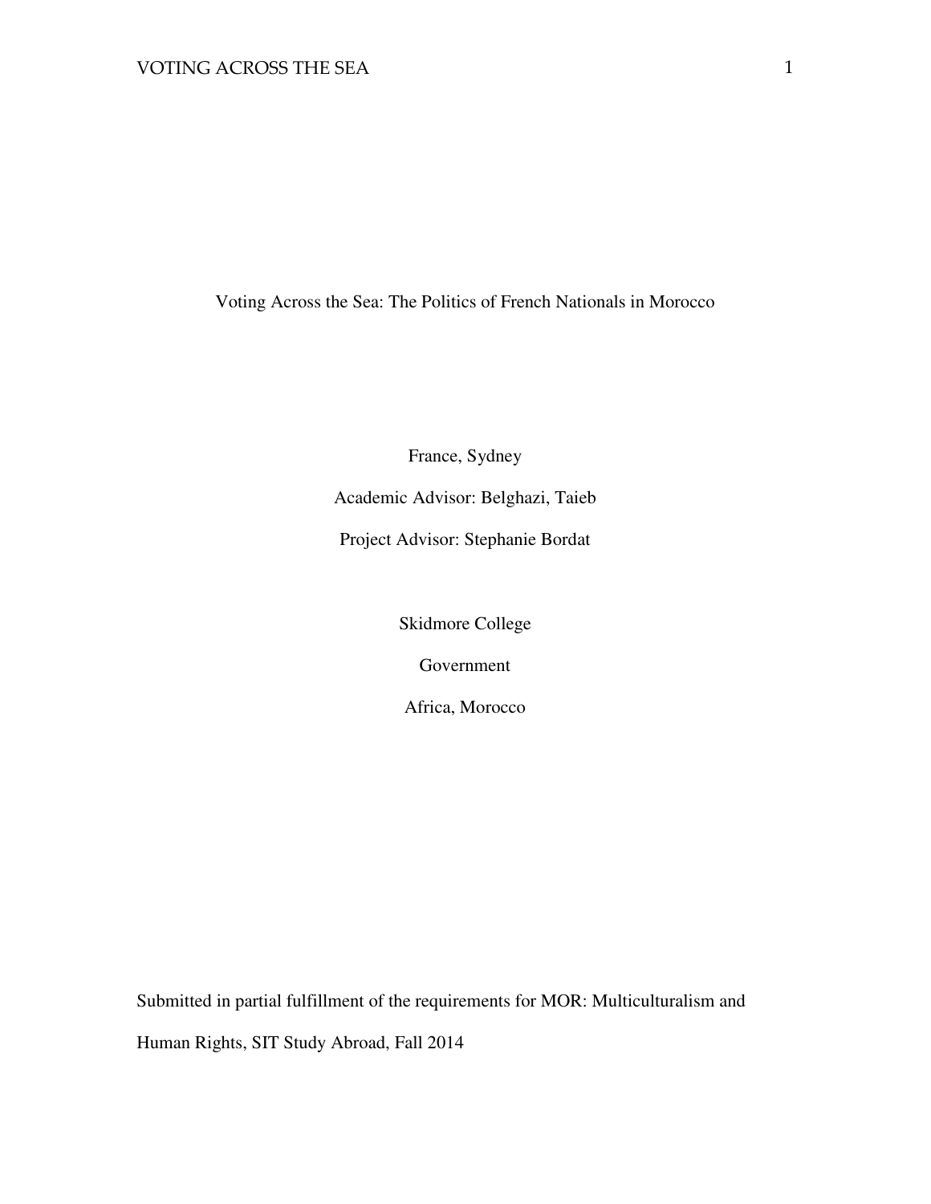# Voting Across the Sea: The Politics of French Nationals in Morocco

France, Sydney

Academic Advisor: Belghazi, Taieb

Project Advisor: Stephanie Bordat

Skidmore College

Government

Africa, Morocco

Submitted in partial fulfillment of the requirements for MOR: Multiculturalism and Human Rights, SIT Study Abroad, Fall 2014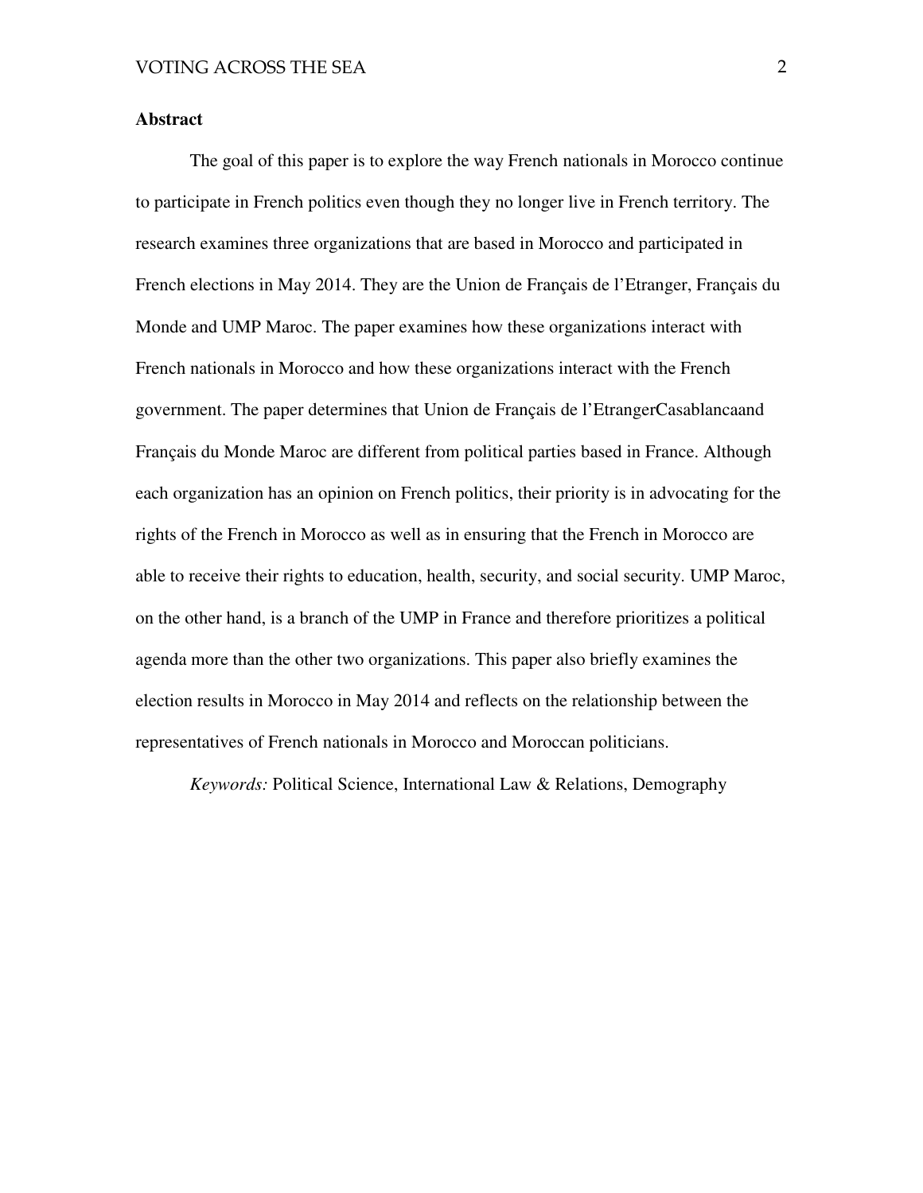**Abstract**

The goal of this paper is to explore the way French nationals in Morocco continue to participate in French politics even though they no longer live in French territory. The research examines three organizations that are based in Morocco and participated in French elections in May 2014. They are the Union de Français de l'Etranger, Français du Monde and UMP Maroc. The paper examines how these organizations interact with French nationals in Morocco and how these organizations interact with the French government. The paper determines that Union de Français de l'EtrangerCasablancaand Français du Monde Maroc are different from political parties based in France. Although each organization has an opinion on French politics, their priority is in advocating for the rights of the French in Morocco as well as in ensuring that the French in Morocco are able to receive their rights to education, health, security, and social security. UMP Maroc, on the other hand, is a branch of the UMP in France and therefore prioritizes a political agenda more than the other two organizations. This paper also briefly examines the election results in Morocco in May 2014 and reflects on the relationship between the representatives of French nationals in Morocco and Moroccan politicians.

*Keywords:* Political Science, International Law & Relations, Demography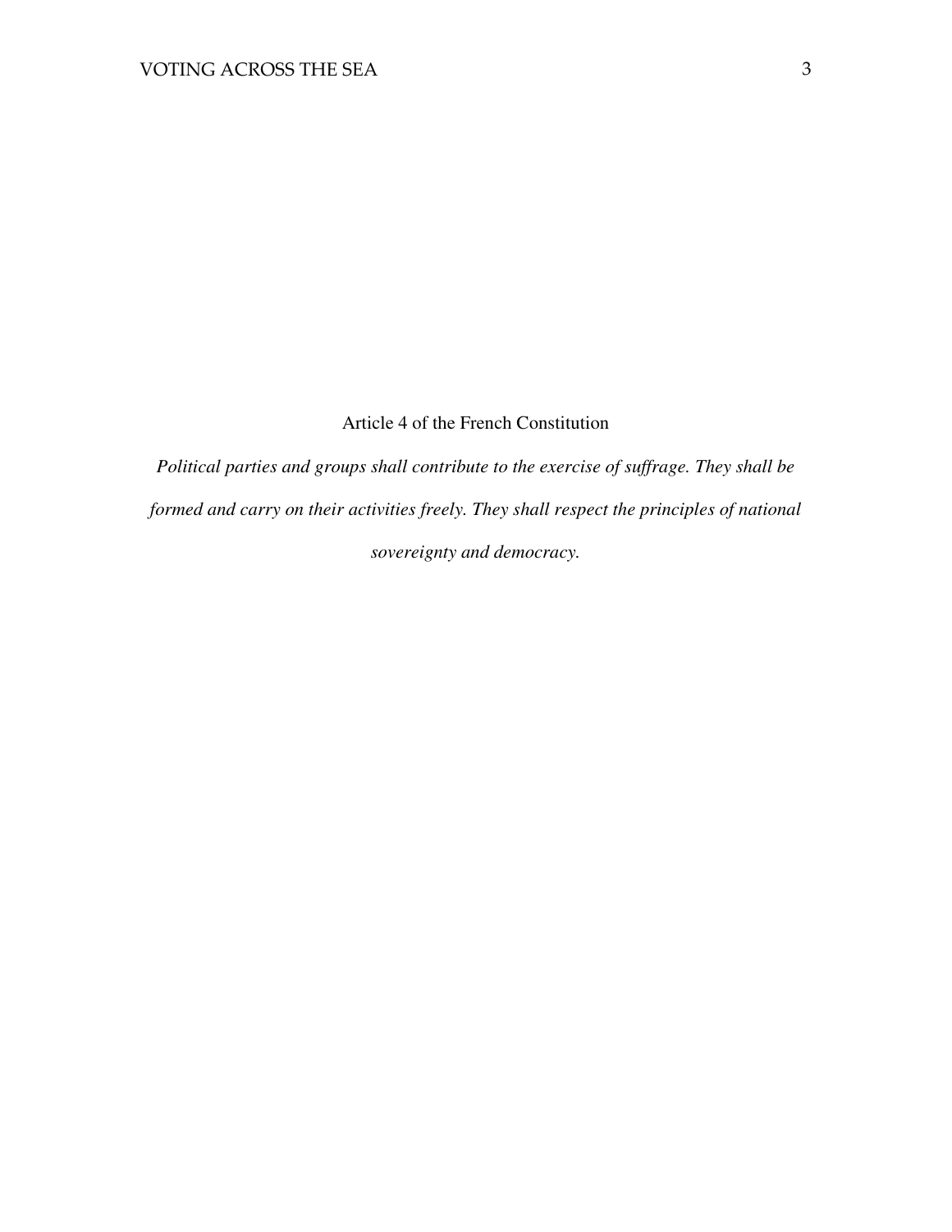Article 4 of the French Constitution

*Political parties and groups shall contribute to the exercise of suffrage. They shall be formed and carry on their activities freely. They shall respect the principles of national sovereignty and democracy.*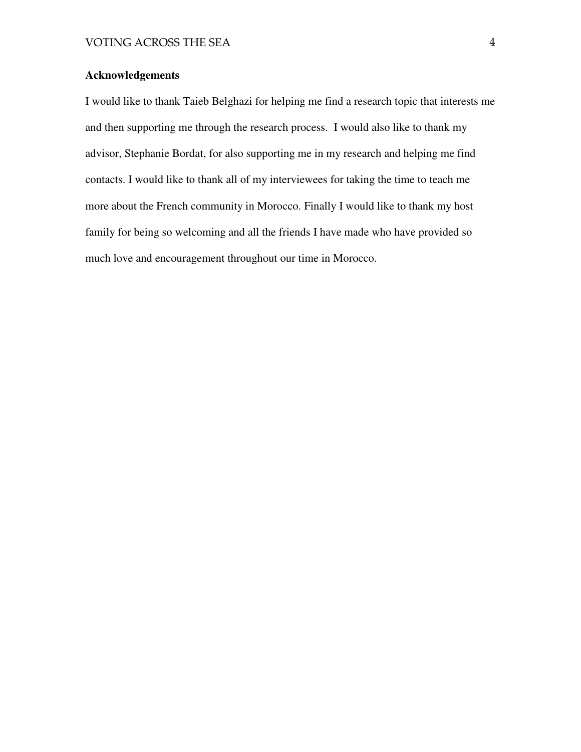**Acknowledgements**

I would like to thank Taieb Belghazi for helping me find a research topic that interests me and then supporting me through the research process. I would also like to thank my advisor, Stephanie Bordat, for also supporting me in my research and helping me find contacts. I would like to thank all of my interviewees for taking the time to teach me more about the French community in Morocco. Finally I would like to thank my host family for being so welcoming and all the friends I have made who have provided so much love and encouragement throughout our time in Morocco.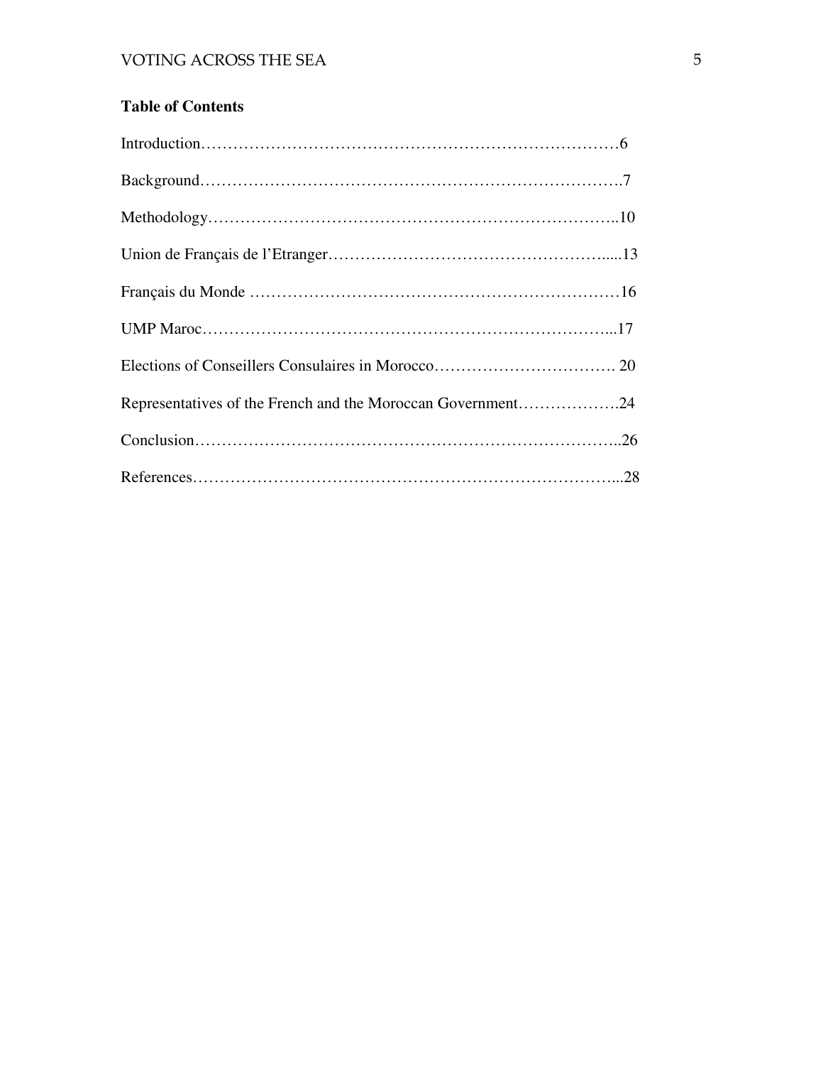**Table of Contents**

Introduction……………………………………………………………………6

Background…………………………………………………………………….7

Methodology…………………………………………………………………..10

Union de Français de l'Etranger…………………………………………….....13

Français du Monde ……………………………………………………………16

UMP Maroc…………………………………………………………………...17

Elections of Conseillers Consulaires in Morocco……………………………. 20

Representatives of the French and the Moroccan Government……………….24

Conclusion……………………………………………………………………..26

References……………………………………………………………………...28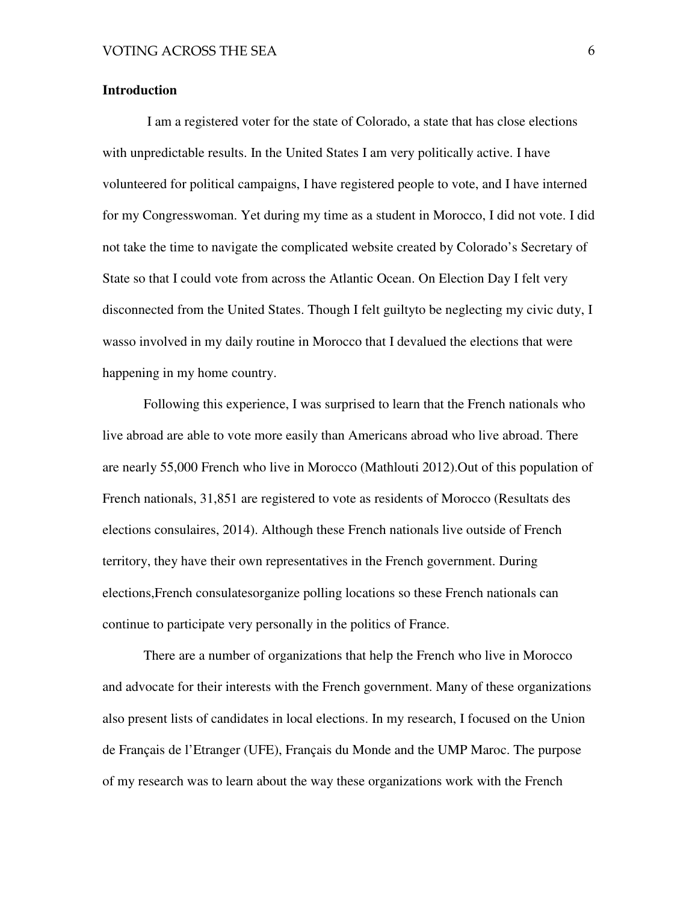**Introduction**

I am a registered voter for the state of Colorado, a state that has close elections with unpredictable results. In the United States I am very politically active. I have volunteered for political campaigns, I have registered people to vote, and I have interned for my Congresswoman. Yet during my time as a student in Morocco, I did not vote. I did not take the time to navigate the complicated website created by Colorado's Secretary of State so that I could vote from across the Atlantic Ocean. On Election Day I felt very disconnected from the United States. Though I felt guiltyto be neglecting my civic duty, I wasso involved in my daily routine in Morocco that I devalued the elections that were happening in my home country.

Following this experience, I was surprised to learn that the French nationals who live abroad are able to vote more easily than Americans abroad who live abroad. There are nearly 55,000 French who live in Morocco (Mathlouti 2012).Out of this population of French nationals, 31,851 are registered to vote as residents of Morocco (Resultats des elections consulaires, 2014). Although these French nationals live outside of French territory, they have their own representatives in the French government. During elections,French consulatesorganize polling locations so these French nationals can continue to participate very personally in the politics of France.

There are a number of organizations that help the French who live in Morocco and advocate for their interests with the French government. Many of these organizations also present lists of candidates in local elections. In my research, I focused on the Union de Français de l'Etranger (UFE), Français du Monde and the UMP Maroc. The purpose of my research was to learn about the way these organizations work with the French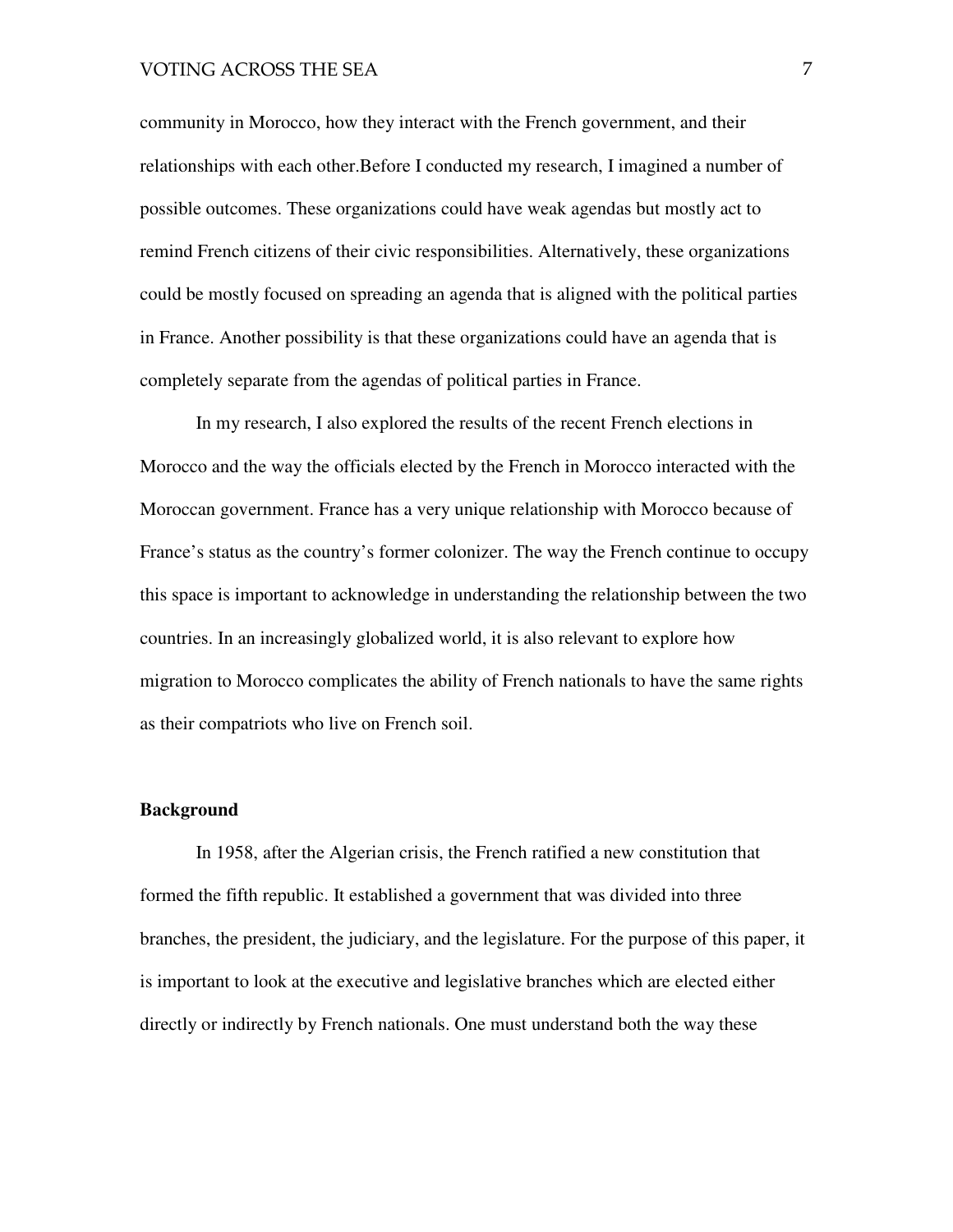community in Morocco, how they interact with the French government, and their relationships with each other.Before I conducted my research, I imagined a number of possible outcomes. These organizations could have weak agendas but mostly act to remind French citizens of their civic responsibilities. Alternatively, these organizations could be mostly focused on spreading an agenda that is aligned with the political parties in France. Another possibility is that these organizations could have an agenda that is completely separate from the agendas of political parties in France.

In my research, I also explored the results of the recent French elections in Morocco and the way the officials elected by the French in Morocco interacted with the Moroccan government. France has a very unique relationship with Morocco because of France's status as the country's former colonizer. The way the French continue to occupy this space is important to acknowledge in understanding the relationship between the two countries. In an increasingly globalized world, it is also relevant to explore how migration to Morocco complicates the ability of French nationals to have the same rights as their compatriots who live on French soil.

**Background**

In 1958, after the Algerian crisis, the French ratified a new constitution that formed the fifth republic. It established a government that was divided into three branches, the president, the judiciary, and the legislature. For the purpose of this paper, it is important to look at the executive and legislative branches which are elected either directly or indirectly by French nationals. One must understand both the way these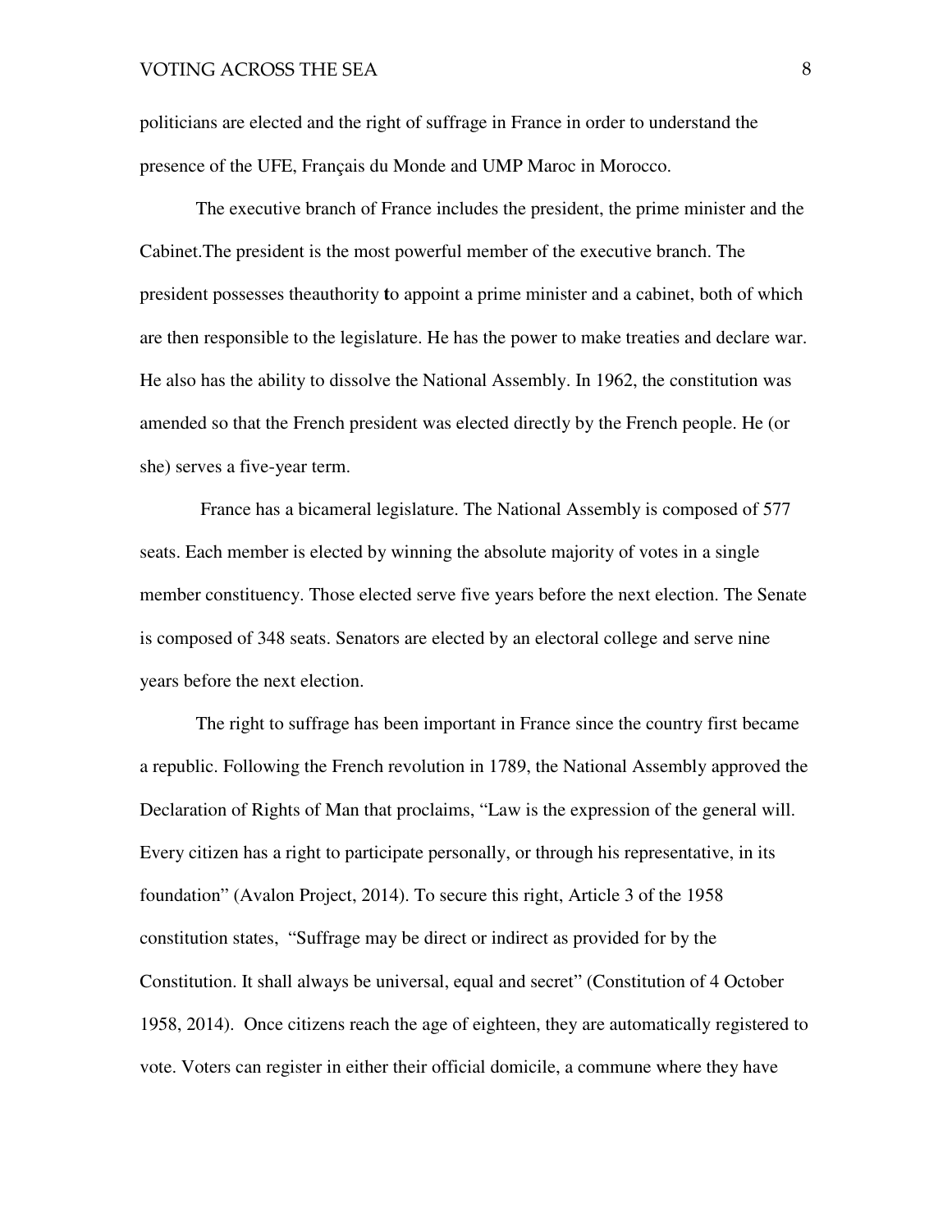politicians are elected and the right of suffrage in France in order to understand the presence of the UFE, Français du Monde and UMP Maroc in Morocco.

The executive branch of France includes the president, the prime minister and the Cabinet.The president is the most powerful member of the executive branch. The president possesses theauthority **t**o appoint a prime minister and a cabinet, both of which are then responsible to the legislature. He has the power to make treaties and declare war. He also has the ability to dissolve the National Assembly. In 1962, the constitution was amended so that the French president was elected directly by the French people. He (or she) serves a five-year term.

France has a bicameral legislature. The National Assembly is composed of 577 seats. Each member is elected by winning the absolute majority of votes in a single member constituency. Those elected serve five years before the next election. The Senate is composed of 348 seats. Senators are elected by an electoral college and serve nine years before the next election.

The right to suffrage has been important in France since the country first became a republic. Following the French revolution in 1789, the National Assembly approved the Declaration of Rights of Man that proclaims, "Law is the expression of the general will. Every citizen has a right to participate personally, or through his representative, in its foundation" (Avalon Project, 2014). To secure this right, Article 3 of the 1958 constitution states, "Suffrage may be direct or indirect as provided for by the Constitution. It shall always be universal, equal and secret" (Constitution of 4 October 1958, 2014). Once citizens reach the age of eighteen, they are automatically registered to vote. Voters can register in either their official domicile, a commune where they have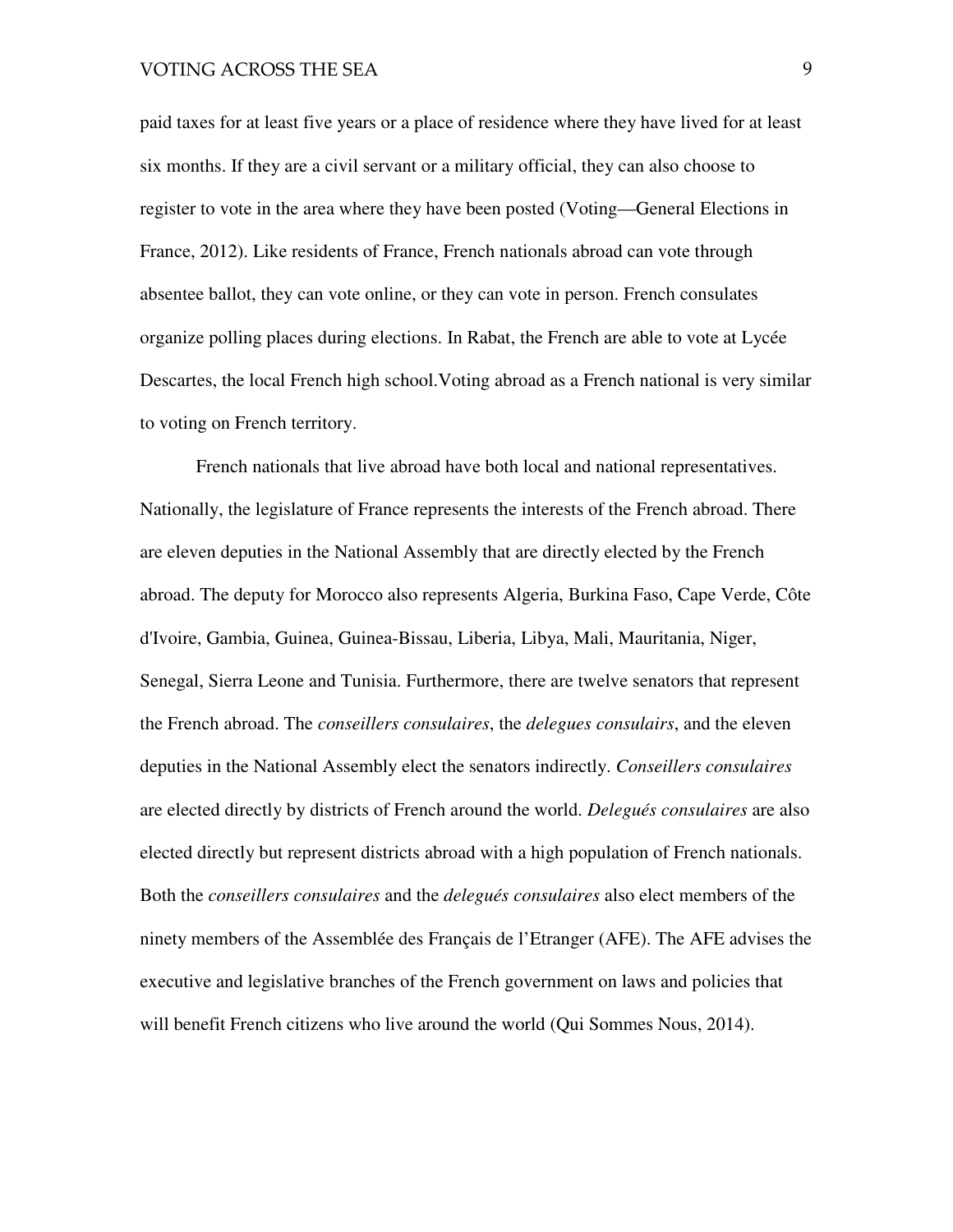paid taxes for at least five years or a place of residence where they have lived for at least six months. If they are a civil servant or a military official, they can also choose to register to vote in the area where they have been posted (Voting—General Elections in France, 2012). Like residents of France, French nationals abroad can vote through absentee ballot, they can vote online, or they can vote in person. French consulates organize polling places during elections. In Rabat, the French are able to vote at Lycée Descartes, the local French high school.Voting abroad as a French national is very similar to voting on French territory.

French nationals that live abroad have both local and national representatives. Nationally, the legislature of France represents the interests of the French abroad. There are eleven deputies in the National Assembly that are directly elected by the French abroad. The deputy for Morocco also represents Algeria, Burkina Faso, Cape Verde, Côte d'Ivoire, Gambia, Guinea, Guinea-Bissau, Liberia, Libya, Mali, Mauritania, Niger, Senegal, Sierra Leone and Tunisia. Furthermore, there are twelve senators that represent the French abroad. The *conseillers consulaires*, the *delegues consulairs*, and the eleven deputies in the National Assembly elect the senators indirectly. *Conseillers consulaires* are elected directly by districts of French around the world. *Delegués consulaires* are also elected directly but represent districts abroad with a high population of French nationals. Both the *conseillers consulaires* and the *delegués consulaires* also elect members of the ninety members of the Assemblée des Français de l'Etranger (AFE). The AFE advises the executive and legislative branches of the French government on laws and policies that will benefit French citizens who live around the world (Qui Sommes Nous, 2014).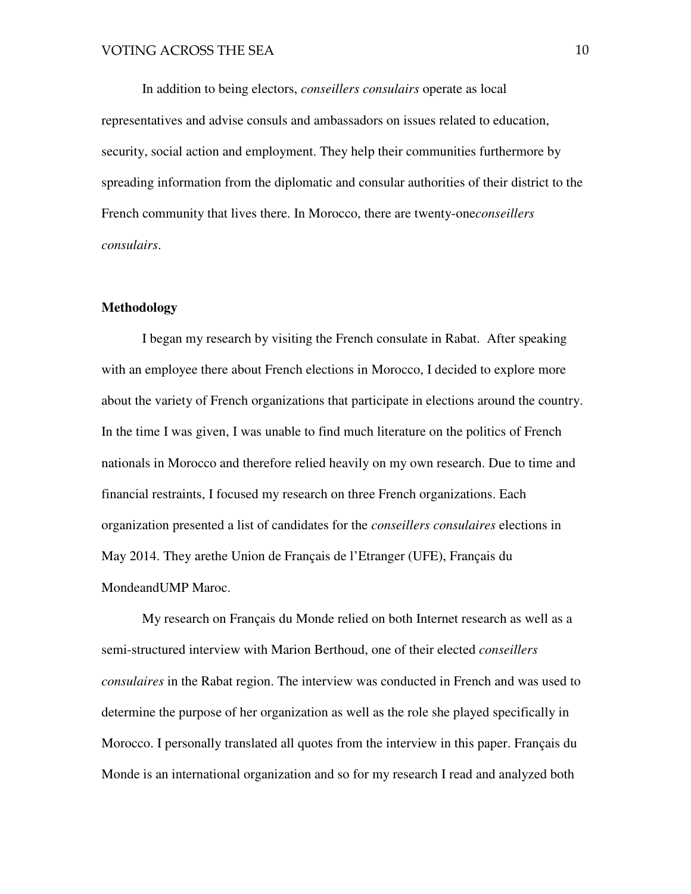In addition to being electors, *conseillers consulairs* operate as local representatives and advise consuls and ambassadors on issues related to education, security, social action and employment. They help their communities furthermore by spreading information from the diplomatic and consular authorities of their district to the French community that lives there. In Morocco, there are twenty-one*conseillers consulairs*.

**Methodology**

I began my research by visiting the French consulate in Rabat.  After speaking with an employee there about French elections in Morocco, I decided to explore more about the variety of French organizations that participate in elections around the country. In the time I was given, I was unable to find much literature on the politics of French nationals in Morocco and therefore relied heavily on my own research. Due to time and financial restraints, I focused my research on three French organizations. Each organization presented a list of candidates for the *conseillers consulaires* elections in May 2014. They arethe Union de Français de l'Etranger (UFE), Français du MondeandUMP Maroc.

My research on Français du Monde relied on both Internet research as well as a semi-structured interview with Marion Berthoud, one of their elected *conseillers consulaires* in the Rabat region. The interview was conducted in French and was used to determine the purpose of her organization as well as the role she played specifically in Morocco. I personally translated all quotes from the interview in this paper. Français du Monde is an international organization and so for my research I read and analyzed both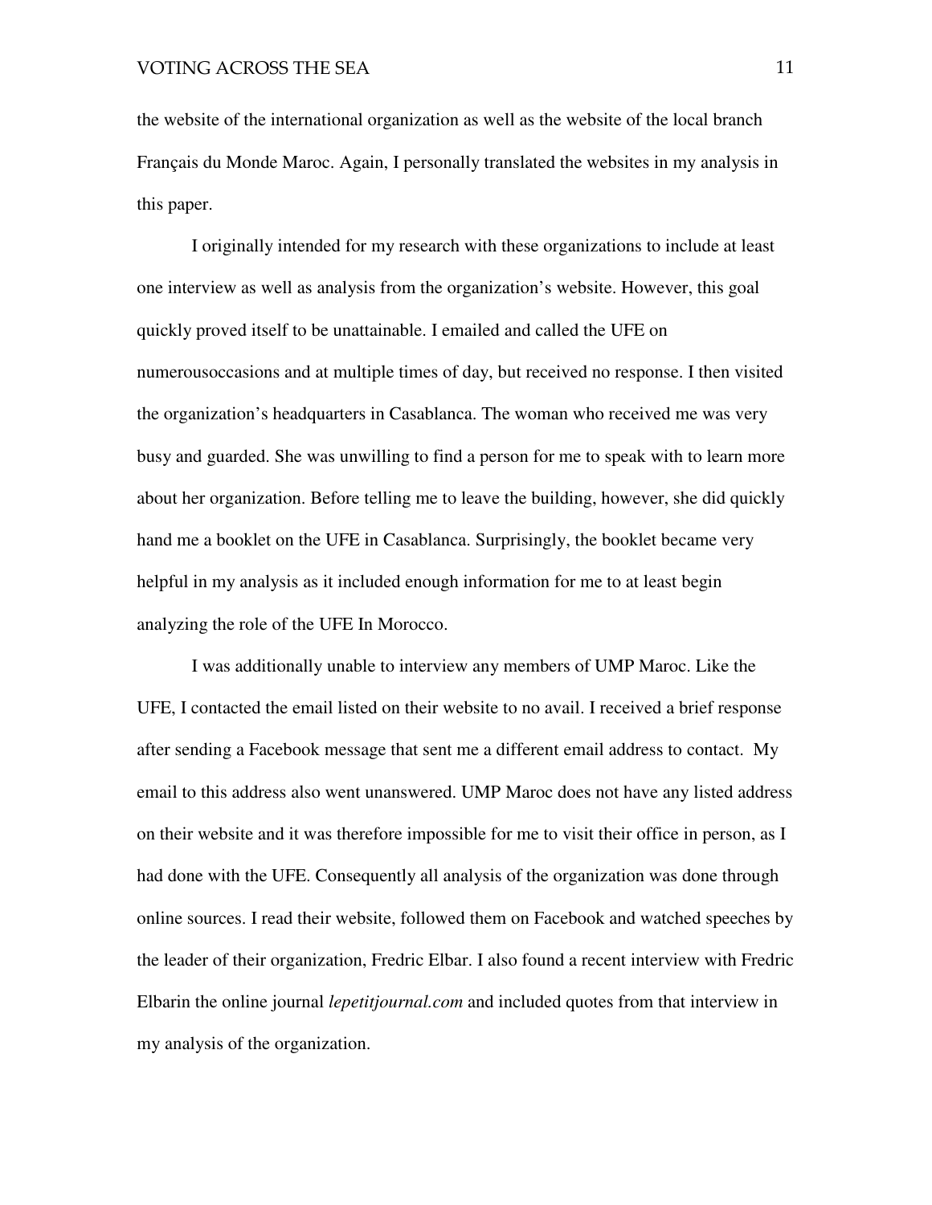the website of the international organization as well as the website of the local branch Français du Monde Maroc. Again, I personally translated the websites in my analysis in this paper.

I originally intended for my research with these organizations to include at least one interview as well as analysis from the organization's website. However, this goal quickly proved itself to be unattainable. I emailed and called the UFE on numerousoccasions and at multiple times of day, but received no response. I then visited the organization's headquarters in Casablanca. The woman who received me was very busy and guarded. She was unwilling to find a person for me to speak with to learn more about her organization. Before telling me to leave the building, however, she did quickly hand me a booklet on the UFE in Casablanca. Surprisingly, the booklet became very helpful in my analysis as it included enough information for me to at least begin analyzing the role of the UFE In Morocco.

I was additionally unable to interview any members of UMP Maroc. Like the UFE, I contacted the email listed on their website to no avail. I received a brief response after sending a Facebook message that sent me a different email address to contact. My email to this address also went unanswered. UMP Maroc does not have any listed address on their website and it was therefore impossible for me to visit their office in person, as I had done with the UFE. Consequently all analysis of the organization was done through online sources. I read their website, followed them on Facebook and watched speeches by the leader of their organization, Fredric Elbar. I also found a recent interview with Fredric Elbarin the online journal *lepetitjournal.com* and included quotes from that interview in my analysis of the organization.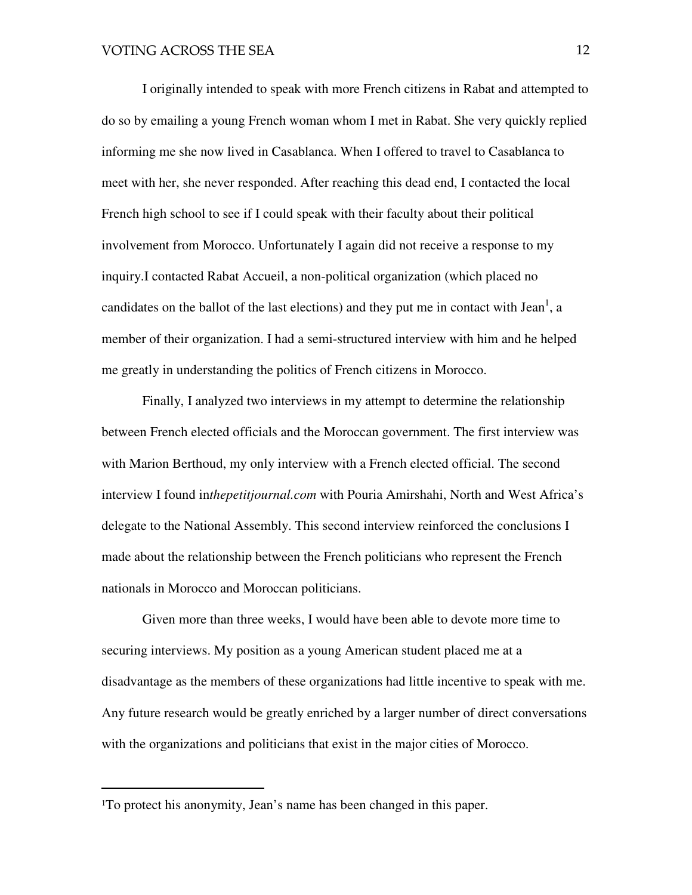I originally intended to speak with more French citizens in Rabat and attempted to do so by emailing a young French woman whom I met in Rabat. She very quickly replied informing me she now lived in Casablanca. When I offered to travel to Casablanca to meet with her, she never responded. After reaching this dead end, I contacted the local French high school to see if I could speak with their faculty about their political involvement from Morocco. Unfortunately I again did not receive a response to my inquiry.I contacted Rabat Accueil, a non-political organization (which placed no candidates on the ballot of the last elections) and they put me in contact with Jean[1], a member of their organization. I had a semi-structured interview with him and he helped me greatly in understanding the politics of French citizens in Morocco.

Finally, I analyzed two interviews in my attempt to determine the relationship between French elected officials and the Moroccan government. The first interview was with Marion Berthoud, my only interview with a French elected official. The second interview I found in*thepetitjournal.com* with Pouria Amirshahi, North and West Africa's delegate to the National Assembly. This second interview reinforced the conclusions I made about the relationship between the French politicians who represent the French nationals in Morocco and Moroccan politicians.

Given more than three weeks, I would have been able to devote more time to securing interviews. My position as a young American student placed me at a disadvantage as the members of these organizations had little incentive to speak with me. Any future research would be greatly enriched by a larger number of direct conversations with the organizations and politicians that exist in the major cities of Morocco.

---

[1]To protect his anonymity, Jean's name has been changed in this paper.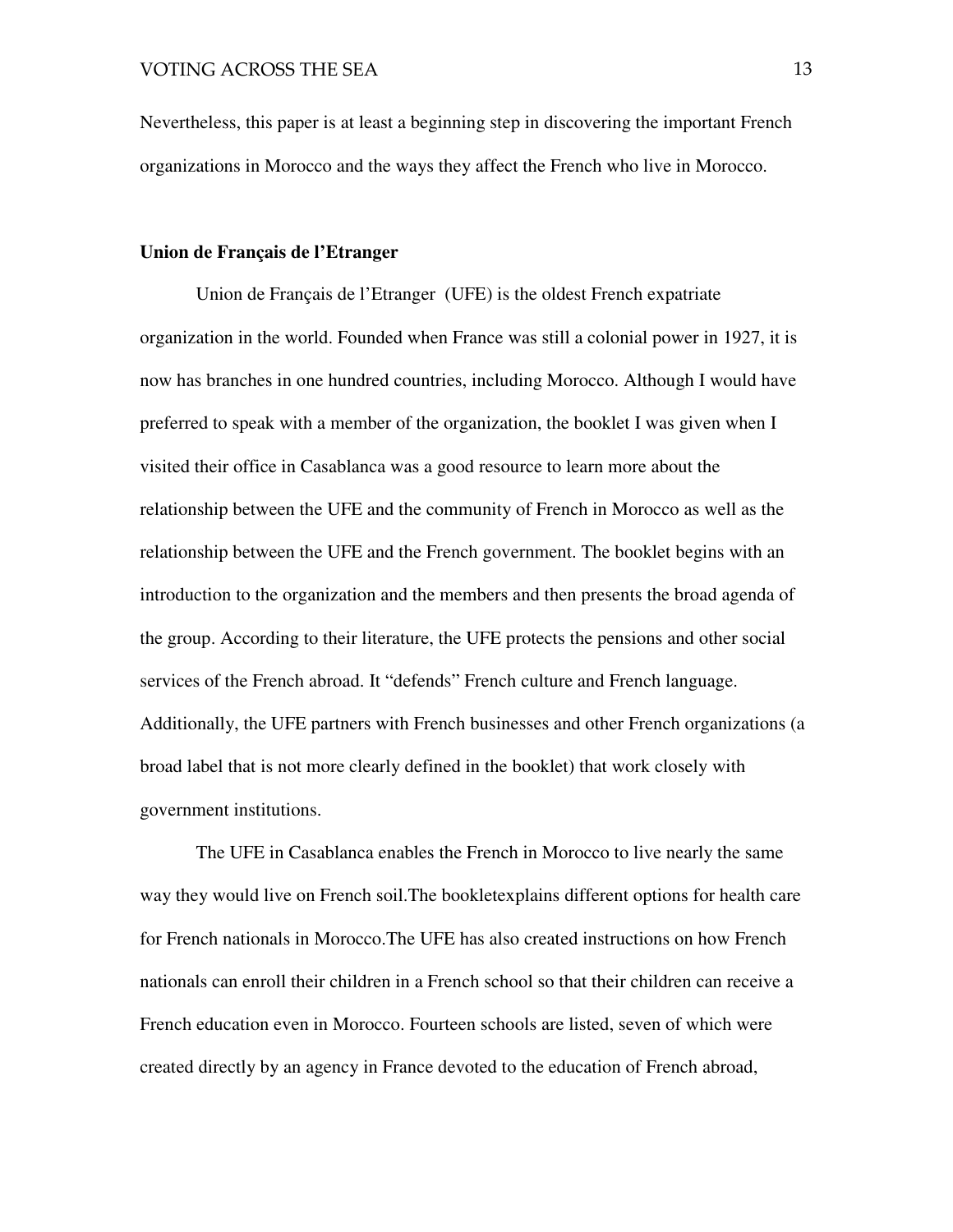Nevertheless, this paper is at least a beginning step in discovering the important French organizations in Morocco and the ways they affect the French who live in Morocco.

**Union de Français de l'Etranger**

Union de Français de l'Etranger (UFE) is the oldest French expatriate organization in the world. Founded when France was still a colonial power in 1927, it is now has branches in one hundred countries, including Morocco. Although I would have preferred to speak with a member of the organization, the booklet I was given when I visited their office in Casablanca was a good resource to learn more about the relationship between the UFE and the community of French in Morocco as well as the relationship between the UFE and the French government. The booklet begins with an introduction to the organization and the members and then presents the broad agenda of the group. According to their literature, the UFE protects the pensions and other social services of the French abroad. It "defends" French culture and French language. Additionally, the UFE partners with French businesses and other French organizations (a broad label that is not more clearly defined in the booklet) that work closely with government institutions.

The UFE in Casablanca enables the French in Morocco to live nearly the same way they would live on French soil.The bookletexplains different options for health care for French nationals in Morocco.The UFE has also created instructions on how French nationals can enroll their children in a French school so that their children can receive a French education even in Morocco. Fourteen schools are listed, seven of which were created directly by an agency in France devoted to the education of French abroad,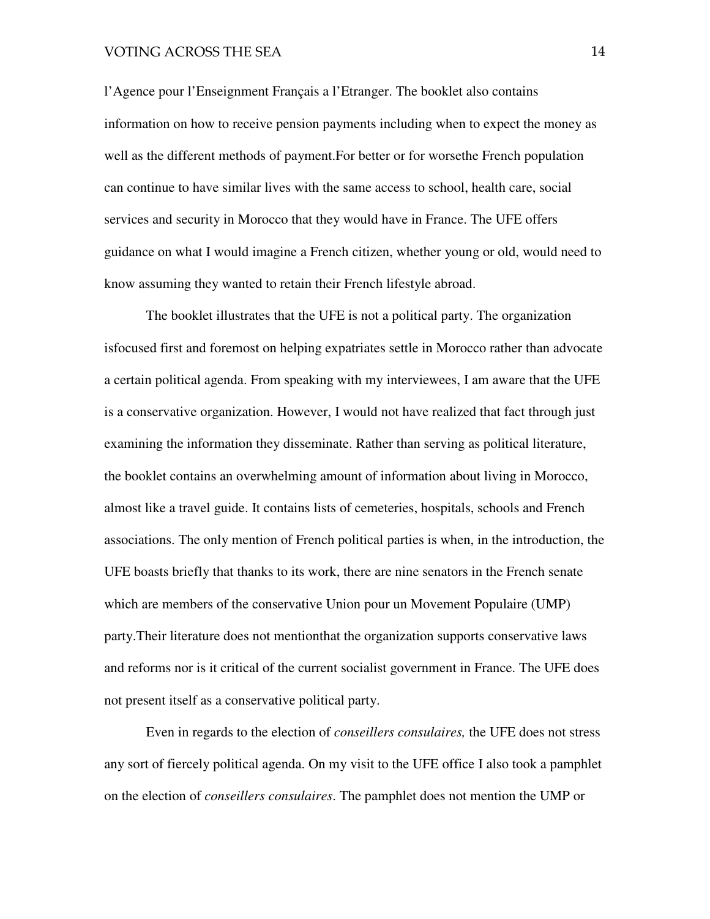l'Agence pour l'Enseignment Français a l'Etranger. The booklet also contains information on how to receive pension payments including when to expect the money as well as the different methods of payment.For better or for worsethe French population can continue to have similar lives with the same access to school, health care, social services and security in Morocco that they would have in France. The UFE offers guidance on what I would imagine a French citizen, whether young or old, would need to know assuming they wanted to retain their French lifestyle abroad.

The booklet illustrates that the UFE is not a political party. The organization isfocused first and foremost on helping expatriates settle in Morocco rather than advocate a certain political agenda. From speaking with my interviewees, I am aware that the UFE is a conservative organization. However, I would not have realized that fact through just examining the information they disseminate. Rather than serving as political literature, the booklet contains an overwhelming amount of information about living in Morocco, almost like a travel guide. It contains lists of cemeteries, hospitals, schools and French associations. The only mention of French political parties is when, in the introduction, the UFE boasts briefly that thanks to its work, there are nine senators in the French senate which are members of the conservative Union pour un Movement Populaire (UMP) party.Their literature does not mentionthat the organization supports conservative laws and reforms nor is it critical of the current socialist government in France. The UFE does not present itself as a conservative political party.

Even in regards to the election of *conseillers consulaires,* the UFE does not stress any sort of fiercely political agenda. On my visit to the UFE office I also took a pamphlet on the election of *conseillers consulaires*. The pamphlet does not mention the UMP or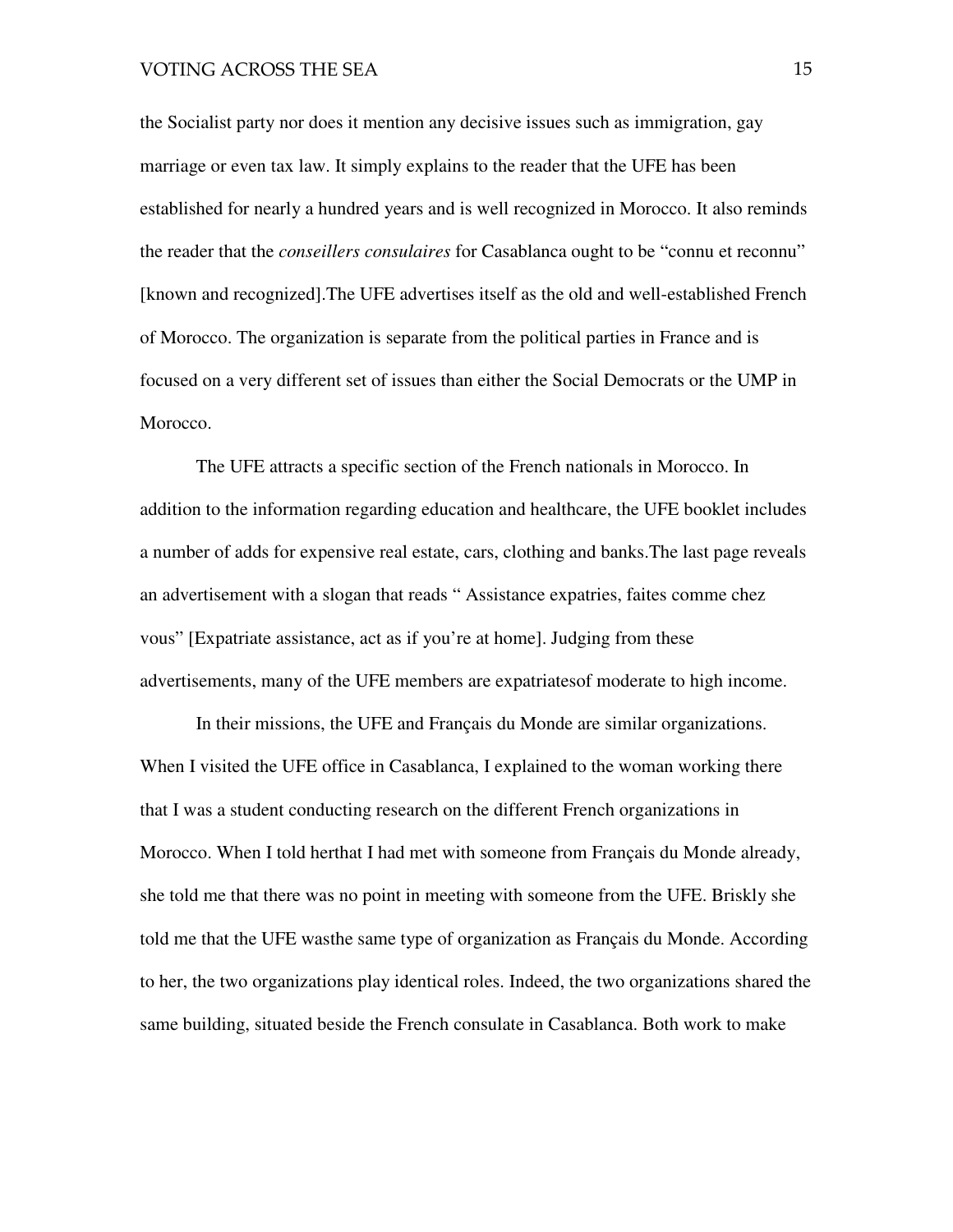the Socialist party nor does it mention any decisive issues such as immigration, gay marriage or even tax law. It simply explains to the reader that the UFE has been established for nearly a hundred years and is well recognized in Morocco. It also reminds the reader that the *conseillers consulaires* for Casablanca ought to be "connu et reconnu" [known and recognized].The UFE advertises itself as the old and well-established French of Morocco. The organization is separate from the political parties in France and is focused on a very different set of issues than either the Social Democrats or the UMP in Morocco.

The UFE attracts a specific section of the French nationals in Morocco. In addition to the information regarding education and healthcare, the UFE booklet includes a number of adds for expensive real estate, cars, clothing and banks.The last page reveals an advertisement with a slogan that reads " Assistance expatries, faites comme chez vous" [Expatriate assistance, act as if you're at home]. Judging from these advertisements, many of the UFE members are expatriatesof moderate to high income.

In their missions, the UFE and Français du Monde are similar organizations. When I visited the UFE office in Casablanca, I explained to the woman working there that I was a student conducting research on the different French organizations in Morocco. When I told herthat I had met with someone from Français du Monde already, she told me that there was no point in meeting with someone from the UFE. Briskly she told me that the UFE wasthe same type of organization as Français du Monde. According to her, the two organizations play identical roles. Indeed, the two organizations shared the same building, situated beside the French consulate in Casablanca. Both work to make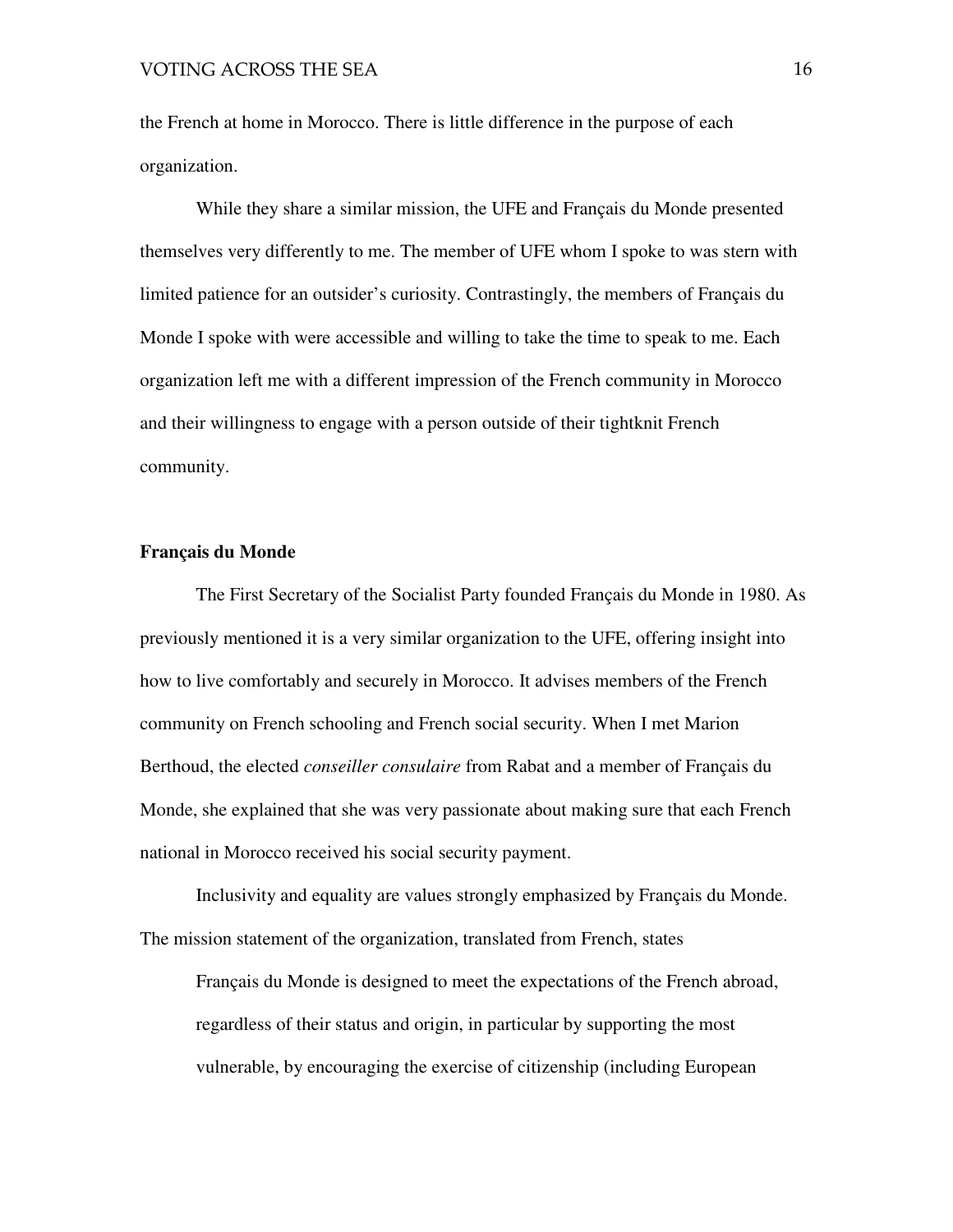the French at home in Morocco. There is little difference in the purpose of each organization.

While they share a similar mission, the UFE and Français du Monde presented themselves very differently to me. The member of UFE whom I spoke to was stern with limited patience for an outsider's curiosity. Contrastingly, the members of Français du Monde I spoke with were accessible and willing to take the time to speak to me. Each organization left me with a different impression of the French community in Morocco and their willingness to engage with a person outside of their tightknit French community.

**Français du Monde**

The First Secretary of the Socialist Party founded Français du Monde in 1980. As previously mentioned it is a very similar organization to the UFE, offering insight into how to live comfortably and securely in Morocco. It advises members of the French community on French schooling and French social security. When I met Marion Berthoud, the elected *conseiller consulaire* from Rabat and a member of Français du Monde, she explained that she was very passionate about making sure that each French national in Morocco received his social security payment.

Inclusivity and equality are values strongly emphasized by Français du Monde. The mission statement of the organization, translated from French, states

> Français du Monde is designed to meet the expectations of the French abroad, regardless of their status and origin, in particular by supporting the most vulnerable, by encouraging the exercise of citizenship (including European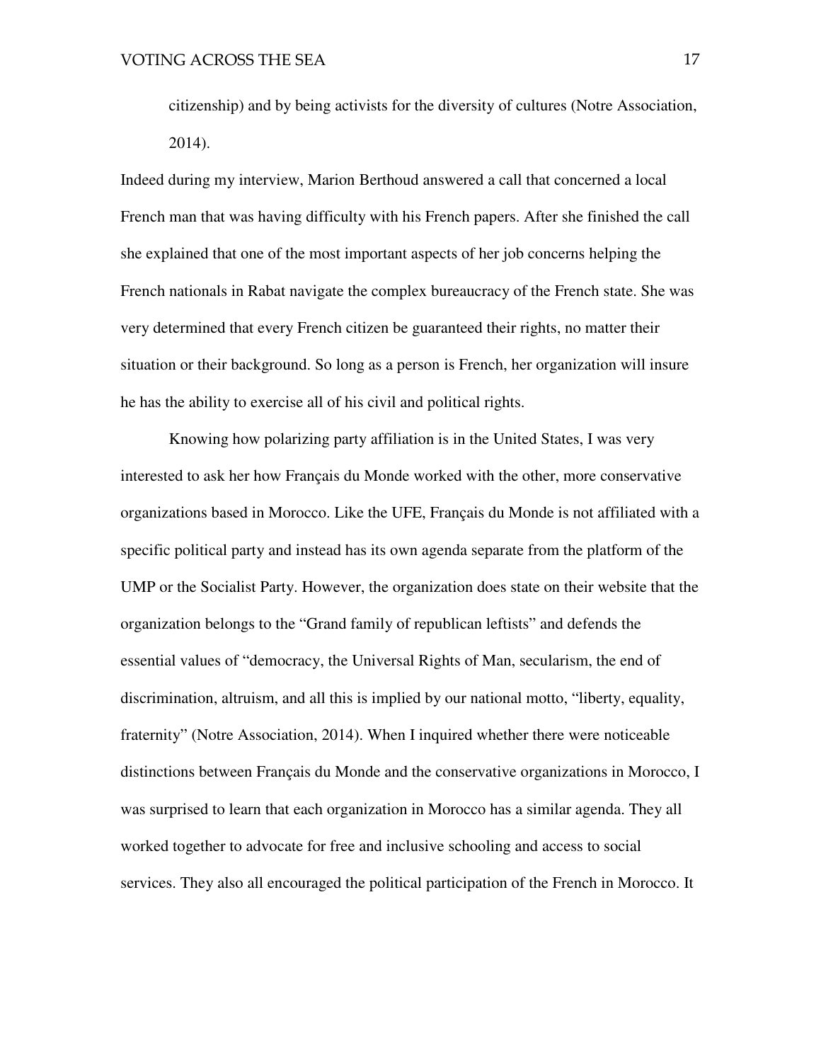citizenship) and by being activists for the diversity of cultures (Notre Association, 2014).

Indeed during my interview, Marion Berthoud answered a call that concerned a local French man that was having difficulty with his French papers. After she finished the call she explained that one of the most important aspects of her job concerns helping the French nationals in Rabat navigate the complex bureaucracy of the French state. She was very determined that every French citizen be guaranteed their rights, no matter their situation or their background. So long as a person is French, her organization will insure he has the ability to exercise all of his civil and political rights.

Knowing how polarizing party affiliation is in the United States, I was very interested to ask her how Français du Monde worked with the other, more conservative organizations based in Morocco. Like the UFE, Français du Monde is not affiliated with a specific political party and instead has its own agenda separate from the platform of the UMP or the Socialist Party. However, the organization does state on their website that the organization belongs to the "Grand family of republican leftists" and defends the essential values of "democracy, the Universal Rights of Man, secularism, the end of discrimination, altruism, and all this is implied by our national motto, "liberty, equality, fraternity" (Notre Association, 2014). When I inquired whether there were noticeable distinctions between Français du Monde and the conservative organizations in Morocco, I was surprised to learn that each organization in Morocco has a similar agenda. They all worked together to advocate for free and inclusive schooling and access to social services. They also all encouraged the political participation of the French in Morocco. It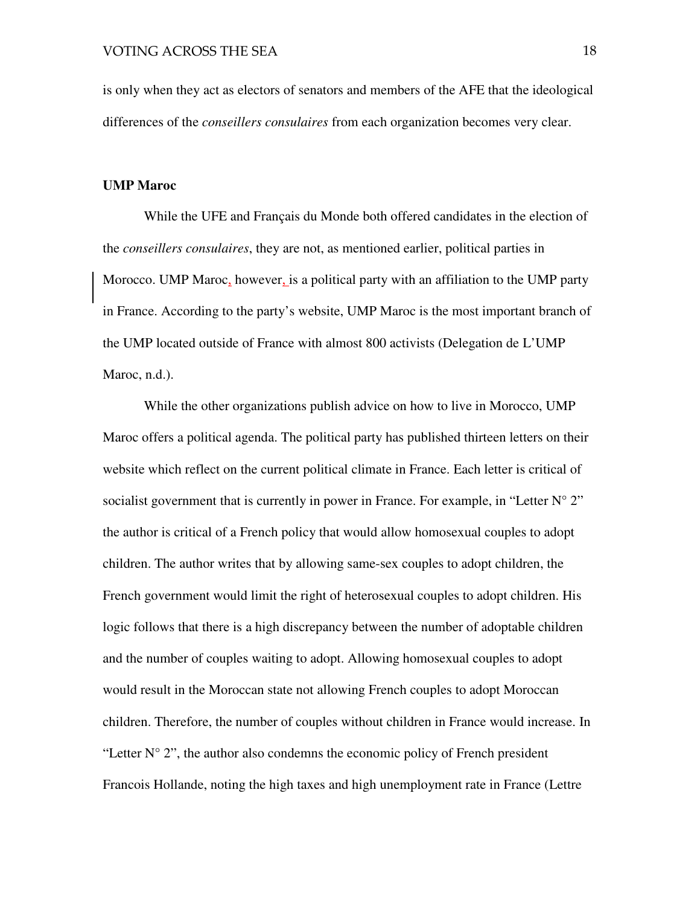is only when they act as electors of senators and members of the AFE that the ideological differences of the *conseillers consulaires* from each organization becomes very clear.

**UMP Maroc**

While the UFE and Français du Monde both offered candidates in the election of the *conseillers consulaires*, they are not, as mentioned earlier, political parties in Morocco. UMP Maroc, however, is a political party with an affiliation to the UMP party in France. According to the party's website, UMP Maroc is the most important branch of the UMP located outside of France with almost 800 activists (Delegation de L'UMP Maroc, n.d.).

While the other organizations publish advice on how to live in Morocco, UMP Maroc offers a political agenda. The political party has published thirteen letters on their website which reflect on the current political climate in France. Each letter is critical of socialist government that is currently in power in France. For example, in "Letter N° 2" the author is critical of a French policy that would allow homosexual couples to adopt children. The author writes that by allowing same-sex couples to adopt children, the French government would limit the right of heterosexual couples to adopt children. His logic follows that there is a high discrepancy between the number of adoptable children and the number of couples waiting to adopt. Allowing homosexual couples to adopt would result in the Moroccan state not allowing French couples to adopt Moroccan children. Therefore, the number of couples without children in France would increase. In "Letter N° 2", the author also condemns the economic policy of French president Francois Hollande, noting the high taxes and high unemployment rate in France (Lettre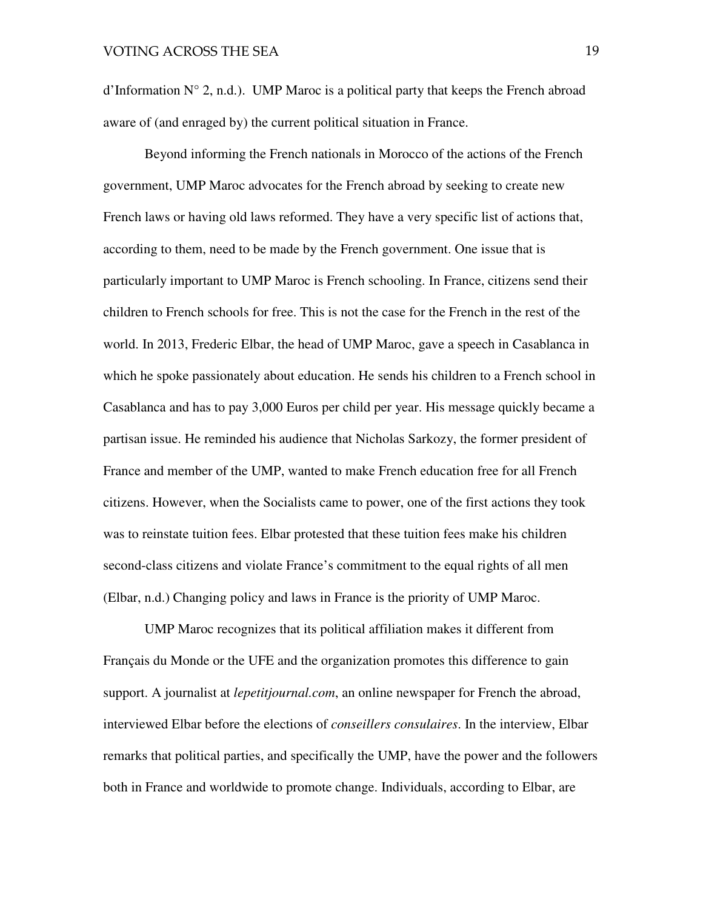d'Information N° 2, n.d.). UMP Maroc is a political party that keeps the French abroad aware of (and enraged by) the current political situation in France.

Beyond informing the French nationals in Morocco of the actions of the French government, UMP Maroc advocates for the French abroad by seeking to create new French laws or having old laws reformed. They have a very specific list of actions that, according to them, need to be made by the French government. One issue that is particularly important to UMP Maroc is French schooling. In France, citizens send their children to French schools for free. This is not the case for the French in the rest of the world. In 2013, Frederic Elbar, the head of UMP Maroc, gave a speech in Casablanca in which he spoke passionately about education. He sends his children to a French school in Casablanca and has to pay 3,000 Euros per child per year. His message quickly became a partisan issue. He reminded his audience that Nicholas Sarkozy, the former president of France and member of the UMP, wanted to make French education free for all French citizens. However, when the Socialists came to power, one of the first actions they took was to reinstate tuition fees. Elbar protested that these tuition fees make his children second-class citizens and violate France's commitment to the equal rights of all men (Elbar, n.d.) Changing policy and laws in France is the priority of UMP Maroc.

UMP Maroc recognizes that its political affiliation makes it different from Français du Monde or the UFE and the organization promotes this difference to gain support. A journalist at *lepetitjournal.com*, an online newspaper for French the abroad, interviewed Elbar before the elections of *conseillers consulaires*. In the interview, Elbar remarks that political parties, and specifically the UMP, have the power and the followers both in France and worldwide to promote change. Individuals, according to Elbar, are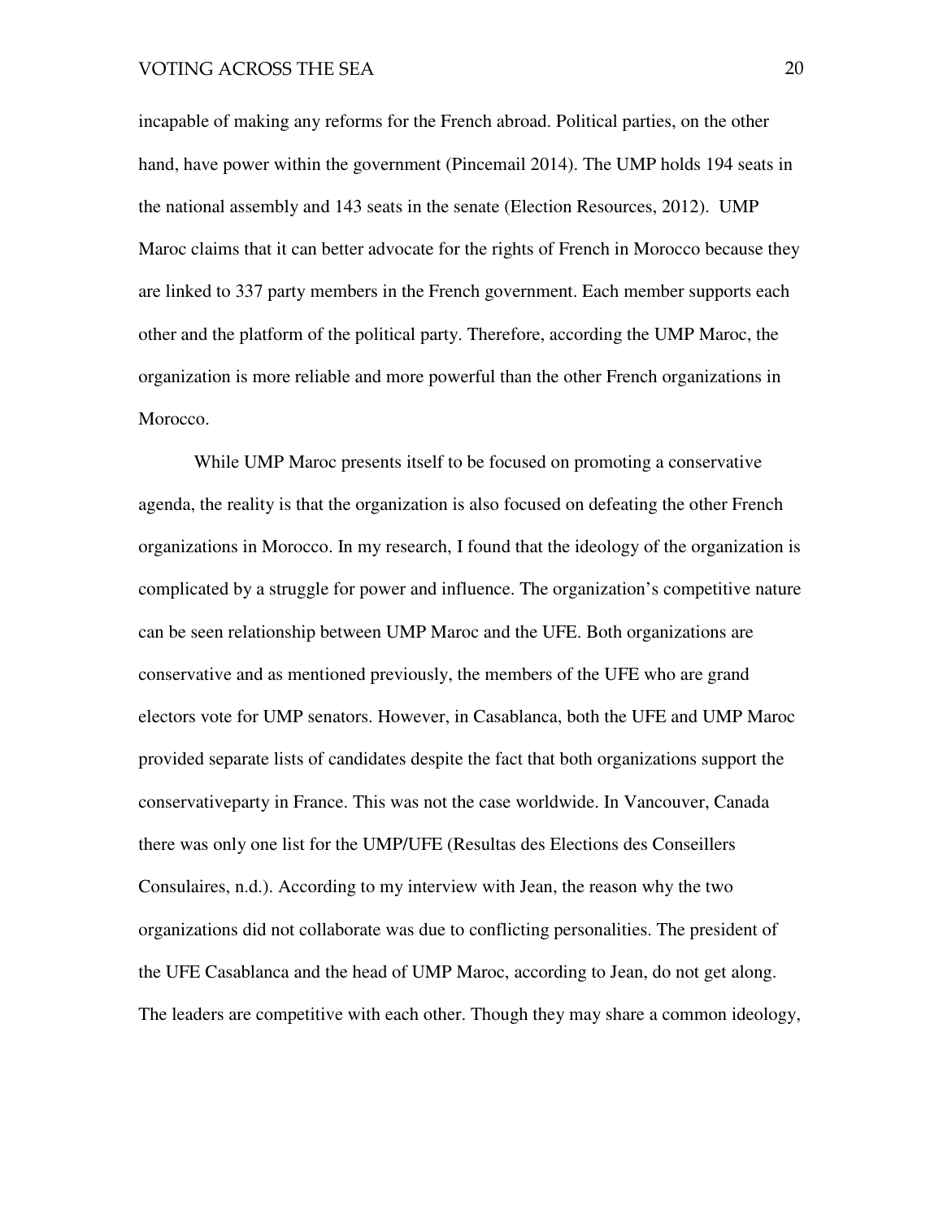incapable of making any reforms for the French abroad. Political parties, on the other hand, have power within the government (Pincemail 2014). The UMP holds 194 seats in the national assembly and 143 seats in the senate (Election Resources, 2012). UMP Maroc claims that it can better advocate for the rights of French in Morocco because they are linked to 337 party members in the French government. Each member supports each other and the platform of the political party. Therefore, according the UMP Maroc, the organization is more reliable and more powerful than the other French organizations in Morocco.

While UMP Maroc presents itself to be focused on promoting a conservative agenda, the reality is that the organization is also focused on defeating the other French organizations in Morocco. In my research, I found that the ideology of the organization is complicated by a struggle for power and influence. The organization's competitive nature can be seen relationship between UMP Maroc and the UFE. Both organizations are conservative and as mentioned previously, the members of the UFE who are grand electors vote for UMP senators. However, in Casablanca, both the UFE and UMP Maroc provided separate lists of candidates despite the fact that both organizations support the conservativeparty in France. This was not the case worldwide. In Vancouver, Canada there was only one list for the UMP/UFE (Resultas des Elections des Conseillers Consulaires, n.d.). According to my interview with Jean, the reason why the two organizations did not collaborate was due to conflicting personalities. The president of the UFE Casablanca and the head of UMP Maroc, according to Jean, do not get along. The leaders are competitive with each other. Though they may share a common ideology,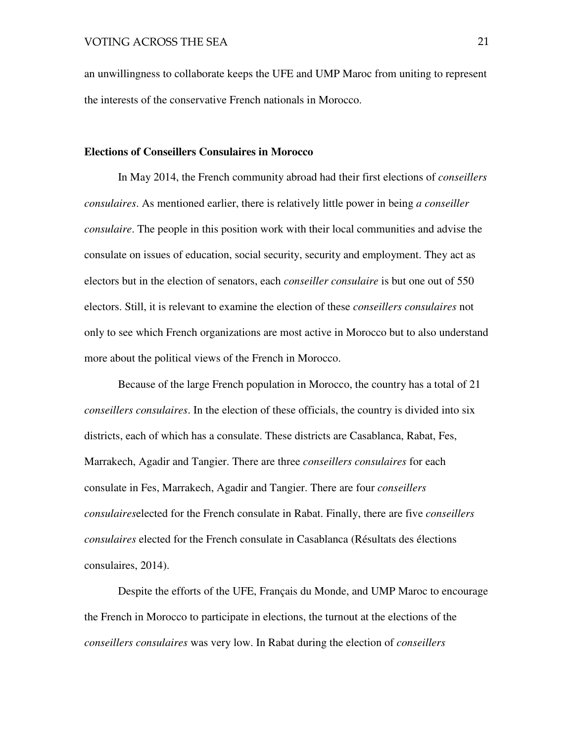an unwillingness to collaborate keeps the UFE and UMP Maroc from uniting to represent the interests of the conservative French nationals in Morocco.

### Elections of Conseillers Consulaires in Morocco

In May 2014, the French community abroad had their first elections of *conseillers consulaires*. As mentioned earlier, there is relatively little power in being *a conseiller consulaire*. The people in this position work with their local communities and advise the consulate on issues of education, social security, security and employment. They act as electors but in the election of senators, each *conseiller consulaire* is but one out of 550 electors. Still, it is relevant to examine the election of these *conseillers consulaires* not only to see which French organizations are most active in Morocco but to also understand more about the political views of the French in Morocco.

Because of the large French population in Morocco, the country has a total of 21 *conseillers consulaires*. In the election of these officials, the country is divided into six districts, each of which has a consulate. These districts are Casablanca, Rabat, Fes, Marrakech, Agadir and Tangier. There are three *conseillers consulaires* for each consulate in Fes, Marrakech, Agadir and Tangier. There are four *conseillers consulaires*elected for the French consulate in Rabat. Finally, there are five *conseillers consulaires* elected for the French consulate in Casablanca (Résultats des élections consulaires, 2014).

Despite the efforts of the UFE, Français du Monde, and UMP Maroc to encourage the French in Morocco to participate in elections, the turnout at the elections of the *conseillers consulaires* was very low. In Rabat during the election of *conseillers*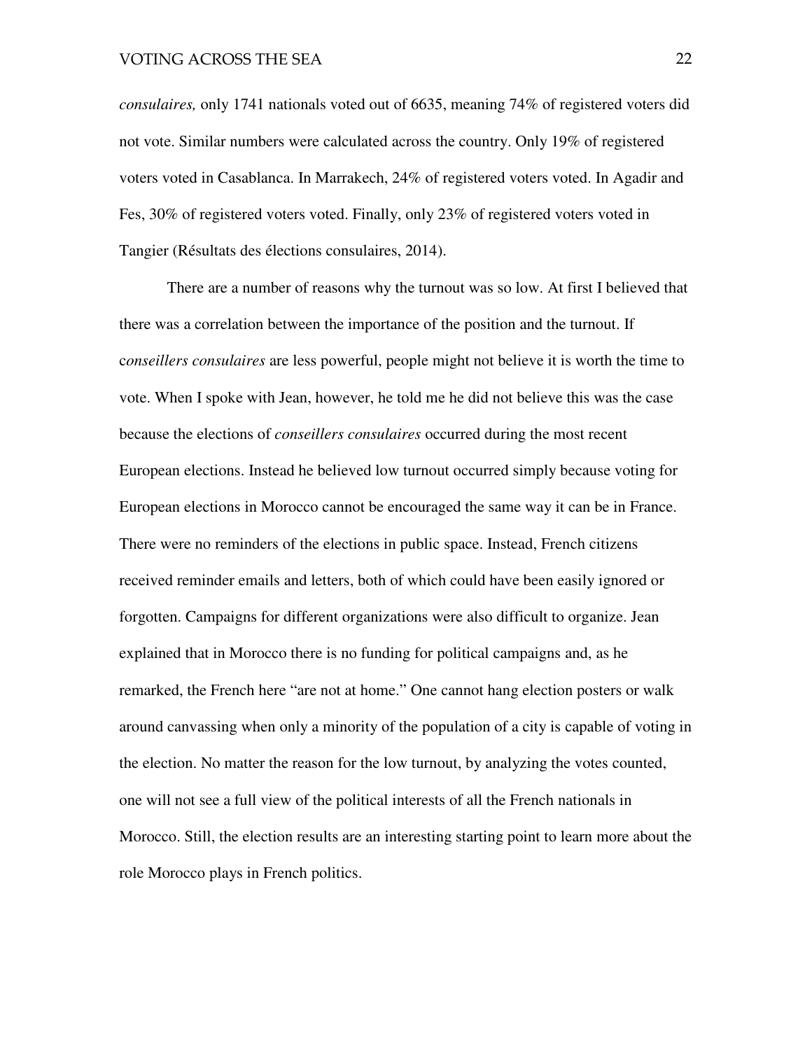*consulaires,* only 1741 nationals voted out of 6635, meaning 74% of registered voters did not vote. Similar numbers were calculated across the country. Only 19% of registered voters voted in Casablanca. In Marrakech, 24% of registered voters voted. In Agadir and Fes, 30% of registered voters voted. Finally, only 23% of registered voters voted in Tangier (Résultats des élections consulaires, 2014).

There are a number of reasons why the turnout was so low. At first I believed that there was a correlation between the importance of the position and the turnout. If c*onseillers consulaires* are less powerful, people might not believe it is worth the time to vote. When I spoke with Jean, however, he told me he did not believe this was the case because the elections of *conseillers consulaires* occurred during the most recent European elections. Instead he believed low turnout occurred simply because voting for European elections in Morocco cannot be encouraged the same way it can be in France. There were no reminders of the elections in public space. Instead, French citizens received reminder emails and letters, both of which could have been easily ignored or forgotten. Campaigns for different organizations were also difficult to organize. Jean explained that in Morocco there is no funding for political campaigns and, as he remarked, the French here "are not at home." One cannot hang election posters or walk around canvassing when only a minority of the population of a city is capable of voting in the election. No matter the reason for the low turnout, by analyzing the votes counted, one will not see a full view of the political interests of all the French nationals in Morocco. Still, the election results are an interesting starting point to learn more about the role Morocco plays in French politics.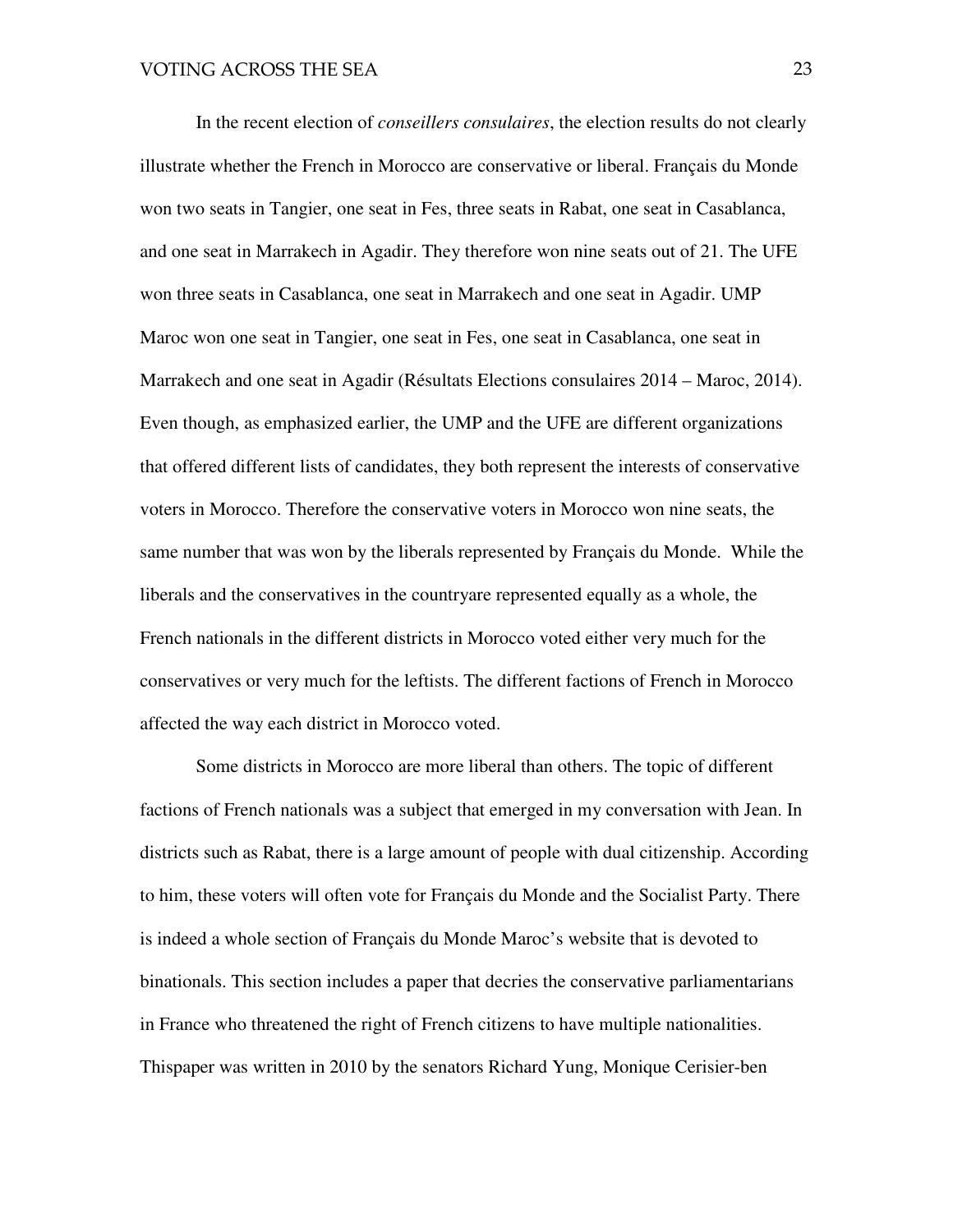In the recent election of *conseillers consulaires*, the election results do not clearly illustrate whether the French in Morocco are conservative or liberal. Français du Monde won two seats in Tangier, one seat in Fes, three seats in Rabat, one seat in Casablanca, and one seat in Marrakech in Agadir. They therefore won nine seats out of 21. The UFE won three seats in Casablanca, one seat in Marrakech and one seat in Agadir. UMP Maroc won one seat in Tangier, one seat in Fes, one seat in Casablanca, one seat in Marrakech and one seat in Agadir (Résultats Elections consulaires 2014 – Maroc, 2014). Even though, as emphasized earlier, the UMP and the UFE are different organizations that offered different lists of candidates, they both represent the interests of conservative voters in Morocco. Therefore the conservative voters in Morocco won nine seats, the same number that was won by the liberals represented by Français du Monde. While the liberals and the conservatives in the countryare represented equally as a whole, the French nationals in the different districts in Morocco voted either very much for the conservatives or very much for the leftists. The different factions of French in Morocco affected the way each district in Morocco voted.

Some districts in Morocco are more liberal than others. The topic of different factions of French nationals was a subject that emerged in my conversation with Jean. In districts such as Rabat, there is a large amount of people with dual citizenship. According to him, these voters will often vote for Français du Monde and the Socialist Party. There is indeed a whole section of Français du Monde Maroc's website that is devoted to binationals. This section includes a paper that decries the conservative parliamentarians in France who threatened the right of French citizens to have multiple nationalities. Thispaper was written in 2010 by the senators Richard Yung, Monique Cerisier-ben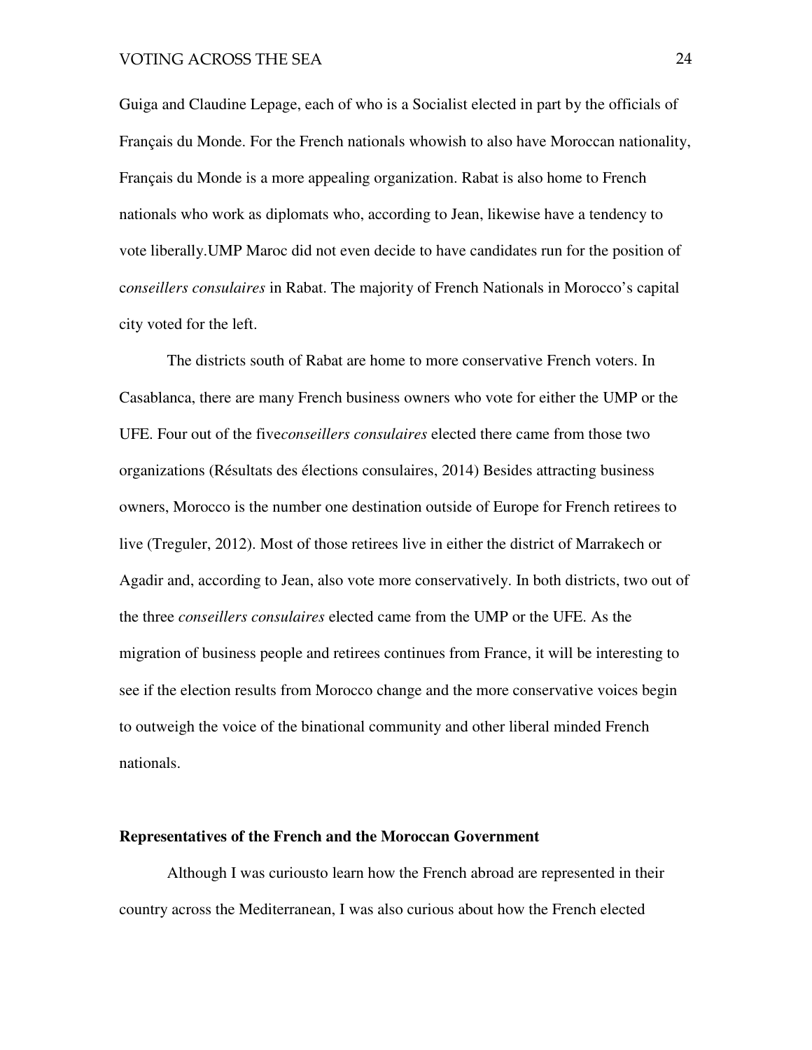Guiga and Claudine Lepage, each of who is a Socialist elected in part by the officials of Français du Monde. For the French nationals whowish to also have Moroccan nationality, Français du Monde is a more appealing organization. Rabat is also home to French nationals who work as diplomats who, according to Jean, likewise have a tendency to vote liberally.UMP Maroc did not even decide to have candidates run for the position of c*onseillers consulaires* in Rabat. The majority of French Nationals in Morocco's capital city voted for the left.

The districts south of Rabat are home to more conservative French voters. In Casablanca, there are many French business owners who vote for either the UMP or the UFE. Four out of the five*conseillers consulaires* elected there came from those two organizations (Résultats des élections consulaires, 2014) Besides attracting business owners, Morocco is the number one destination outside of Europe for French retirees to live (Treguler, 2012). Most of those retirees live in either the district of Marrakech or Agadir and, according to Jean, also vote more conservatively. In both districts, two out of the three *conseillers consulaires* elected came from the UMP or the UFE. As the migration of business people and retirees continues from France, it will be interesting to see if the election results from Morocco change and the more conservative voices begin to outweigh the voice of the binational community and other liberal minded French nationals.

**Representatives of the French and the Moroccan Government**

Although I was curiousto learn how the French abroad are represented in their country across the Mediterranean, I was also curious about how the French elected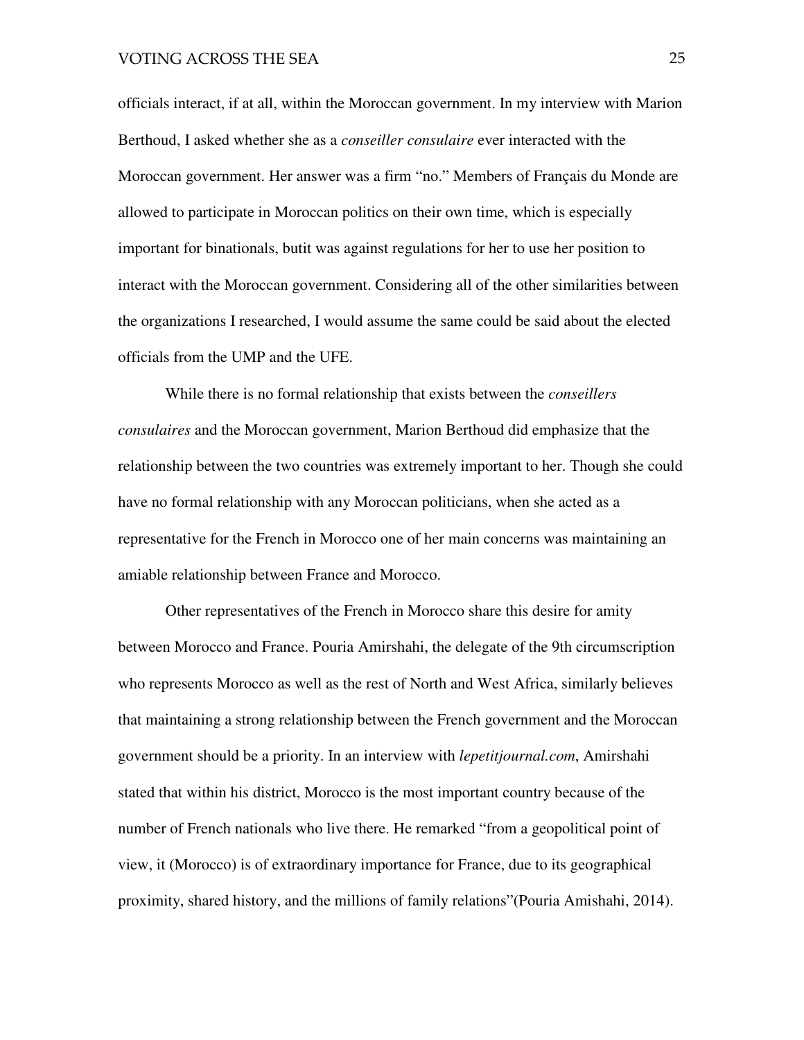officials interact, if at all, within the Moroccan government. In my interview with Marion Berthoud, I asked whether she as a *conseiller consulaire* ever interacted with the Moroccan government. Her answer was a firm “no.” Members of Français du Monde are allowed to participate in Moroccan politics on their own time, which is especially important for binationals, butit was against regulations for her to use her position to interact with the Moroccan government. Considering all of the other similarities between the organizations I researched, I would assume the same could be said about the elected officials from the UMP and the UFE.

While there is no formal relationship that exists between the *conseillers consulaires* and the Moroccan government, Marion Berthoud did emphasize that the relationship between the two countries was extremely important to her. Though she could have no formal relationship with any Moroccan politicians, when she acted as a representative for the French in Morocco one of her main concerns was maintaining an amiable relationship between France and Morocco.

Other representatives of the French in Morocco share this desire for amity between Morocco and France. Pouria Amirshahi, the delegate of the 9th circumscription who represents Morocco as well as the rest of North and West Africa, similarly believes that maintaining a strong relationship between the French government and the Moroccan government should be a priority. In an interview with *lepetitjournal.com*, Amirshahi stated that within his district, Morocco is the most important country because of the number of French nationals who live there. He remarked “from a geopolitical point of view, it (Morocco) is of extraordinary importance for France, due to its geographical proximity, shared history, and the millions of family relations”(Pouria Amishahi, 2014).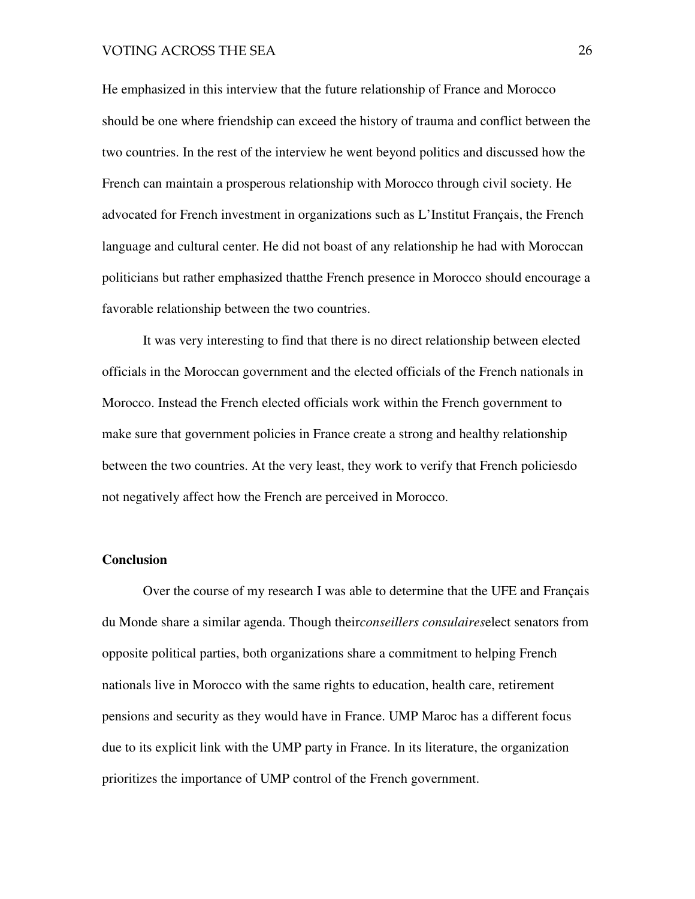He emphasized in this interview that the future relationship of France and Morocco should be one where friendship can exceed the history of trauma and conflict between the two countries. In the rest of the interview he went beyond politics and discussed how the French can maintain a prosperous relationship with Morocco through civil society. He advocated for French investment in organizations such as L'Institut Français, the French language and cultural center. He did not boast of any relationship he had with Moroccan politicians but rather emphasized thatthe French presence in Morocco should encourage a favorable relationship between the two countries.

It was very interesting to find that there is no direct relationship between elected officials in the Moroccan government and the elected officials of the French nationals in Morocco. Instead the French elected officials work within the French government to make sure that government policies in France create a strong and healthy relationship between the two countries. At the very least, they work to verify that French policiesdo not negatively affect how the French are perceived in Morocco.

**Conclusion**

Over the course of my research I was able to determine that the UFE and Français du Monde share a similar agenda. Though their*conseillers consulaires*elect senators from opposite political parties, both organizations share a commitment to helping French nationals live in Morocco with the same rights to education, health care, retirement pensions and security as they would have in France. UMP Maroc has a different focus due to its explicit link with the UMP party in France. In its literature, the organization prioritizes the importance of UMP control of the French government.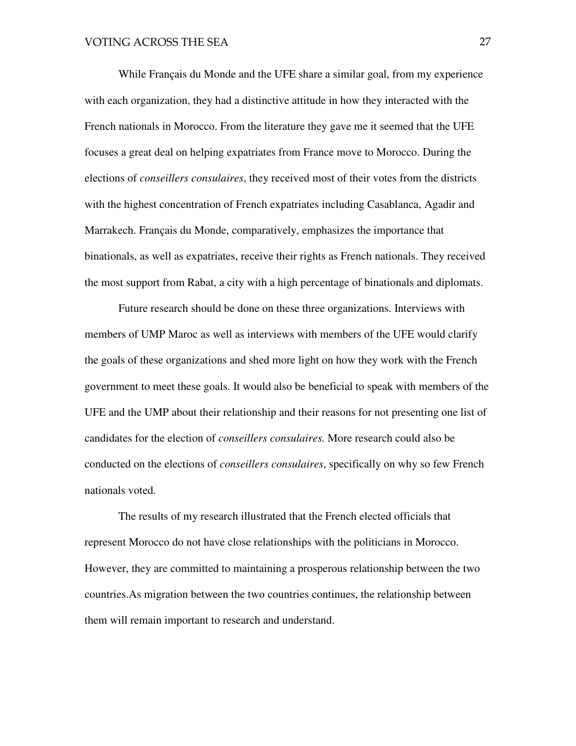While Français du Monde and the UFE share a similar goal, from my experience with each organization, they had a distinctive attitude in how they interacted with the French nationals in Morocco. From the literature they gave me it seemed that the UFE focuses a great deal on helping expatriates from France move to Morocco. During the elections of *conseillers consulaires*, they received most of their votes from the districts with the highest concentration of French expatriates including Casablanca, Agadir and Marrakech. Français du Monde, comparatively, emphasizes the importance that binationals, as well as expatriates, receive their rights as French nationals. They received the most support from Rabat, a city with a high percentage of binationals and diplomats.

Future research should be done on these three organizations. Interviews with members of UMP Maroc as well as interviews with members of the UFE would clarify the goals of these organizations and shed more light on how they work with the French government to meet these goals. It would also be beneficial to speak with members of the UFE and the UMP about their relationship and their reasons for not presenting one list of candidates for the election of *conseillers consulaires.* More research could also be conducted on the elections of *conseillers consulaires*, specifically on why so few French nationals voted.

The results of my research illustrated that the French elected officials that represent Morocco do not have close relationships with the politicians in Morocco. However, they are committed to maintaining a prosperous relationship between the two countries.As migration between the two countries continues, the relationship between them will remain important to research and understand.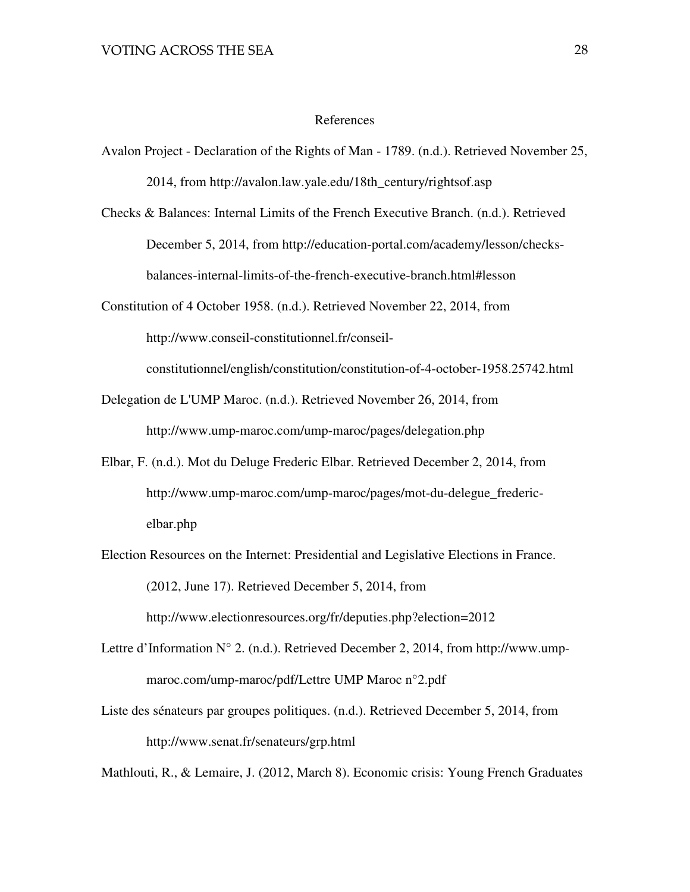# References

Avalon Project - Declaration of the Rights of Man - 1789. (n.d.). Retrieved November 25, 2014, from http://avalon.law.yale.edu/18th_century/rightsof.asp

Checks & Balances: Internal Limits of the French Executive Branch. (n.d.). Retrieved December 5, 2014, from http://education-portal.com/academy/lesson/checks-balances-internal-limits-of-the-french-executive-branch.html#lesson

Constitution of 4 October 1958. (n.d.). Retrieved November 22, 2014, from http://www.conseil-constitutionnel.fr/conseil-constitutionnel/english/constitution/constitution-of-4-october-1958.25742.html

Delegation de L'UMP Maroc. (n.d.). Retrieved November 26, 2014, from http://www.ump-maroc.com/ump-maroc/pages/delegation.php

Elbar, F. (n.d.). Mot du Deluge Frederic Elbar. Retrieved December 2, 2014, from http://www.ump-maroc.com/ump-maroc/pages/mot-du-delegue_frederic-elbar.php

Election Resources on the Internet: Presidential and Legislative Elections in France. (2012, June 17). Retrieved December 5, 2014, from http://www.electionresources.org/fr/deputies.php?election=2012

Lettre d'Information N° 2. (n.d.). Retrieved December 2, 2014, from http://www.ump-maroc.com/ump-maroc/pdf/Lettre UMP Maroc n°2.pdf

Liste des sénateurs par groupes politiques. (n.d.). Retrieved December 5, 2014, from http://www.senat.fr/senateurs/grp.html

Mathlouti, R., & Lemaire, J. (2012, March 8). Economic crisis: Young French Graduates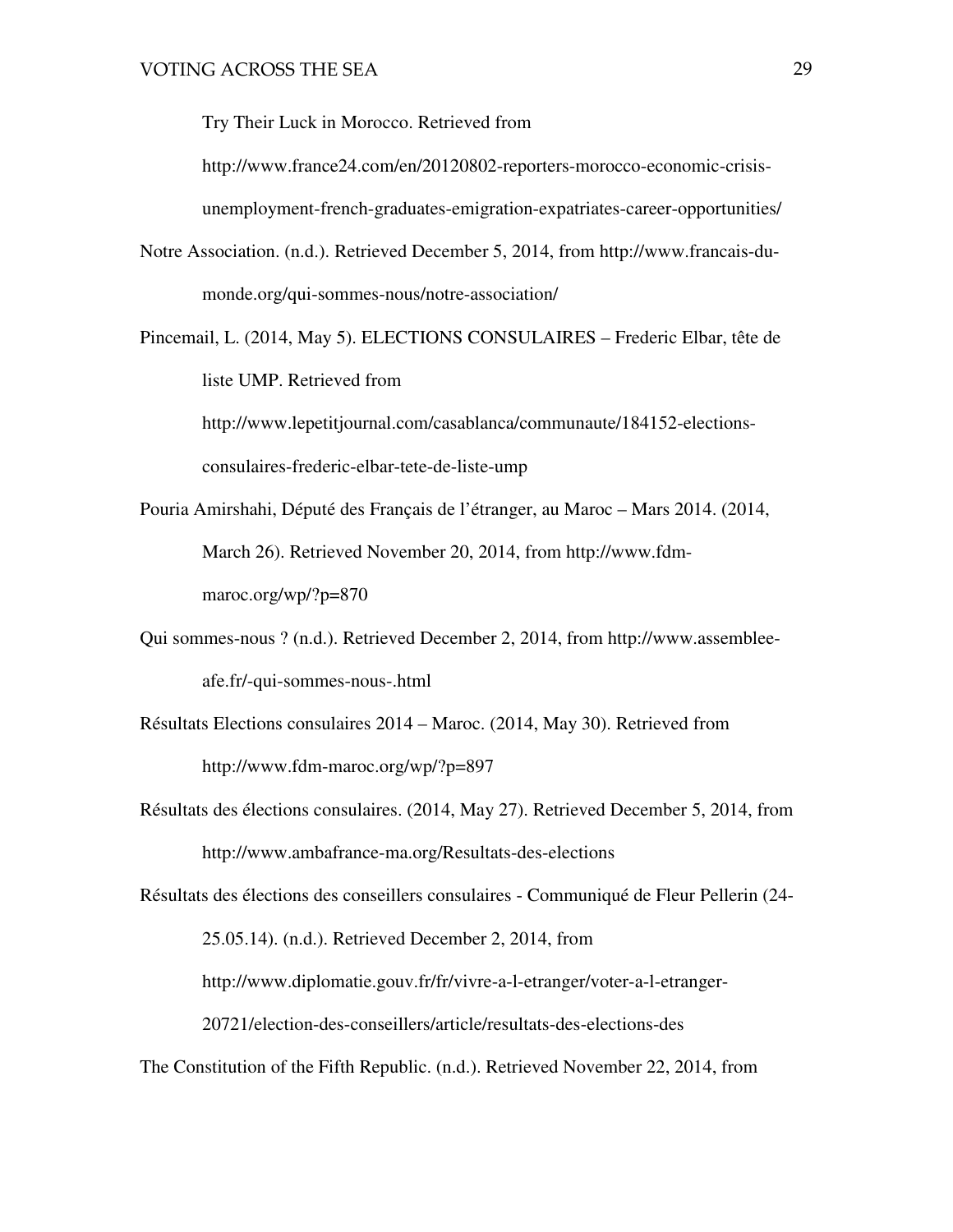Try Their Luck in Morocco. Retrieved from http://www.france24.com/en/20120802-reporters-morocco-economic-crisis-unemployment-french-graduates-emigration-expatriates-career-opportunities/

Notre Association. (n.d.). Retrieved December 5, 2014, from http://www.francais-du-monde.org/qui-sommes-nous/notre-association/

Pincemail, L. (2014, May 5). ELECTIONS CONSULAIRES – Frederic Elbar, tête de liste UMP. Retrieved from http://www.lepetitjournal.com/casablanca/communaute/184152-elections-consulaires-frederic-elbar-tete-de-liste-ump

Pouria Amirshahi, Député des Français de l'étranger, au Maroc – Mars 2014. (2014, March 26). Retrieved November 20, 2014, from http://www.fdm-maroc.org/wp/?p=870

Qui sommes-nous ? (n.d.). Retrieved December 2, 2014, from http://www.assemblee-afe.fr/-qui-sommes-nous-.html

Résultats Elections consulaires 2014 – Maroc. (2014, May 30). Retrieved from http://www.fdm-maroc.org/wp/?p=897

Résultats des élections consulaires. (2014, May 27). Retrieved December 5, 2014, from http://www.ambafrance-ma.org/Resultats-des-elections

Résultats des élections des conseillers consulaires - Communiqué de Fleur Pellerin (24-25.05.14). (n.d.). Retrieved December 2, 2014, from http://www.diplomatie.gouv.fr/fr/vivre-a-l-etranger/voter-a-l-etranger-20721/election-des-conseillers/article/resultats-des-elections-des

The Constitution of the Fifth Republic. (n.d.). Retrieved November 22, 2014, from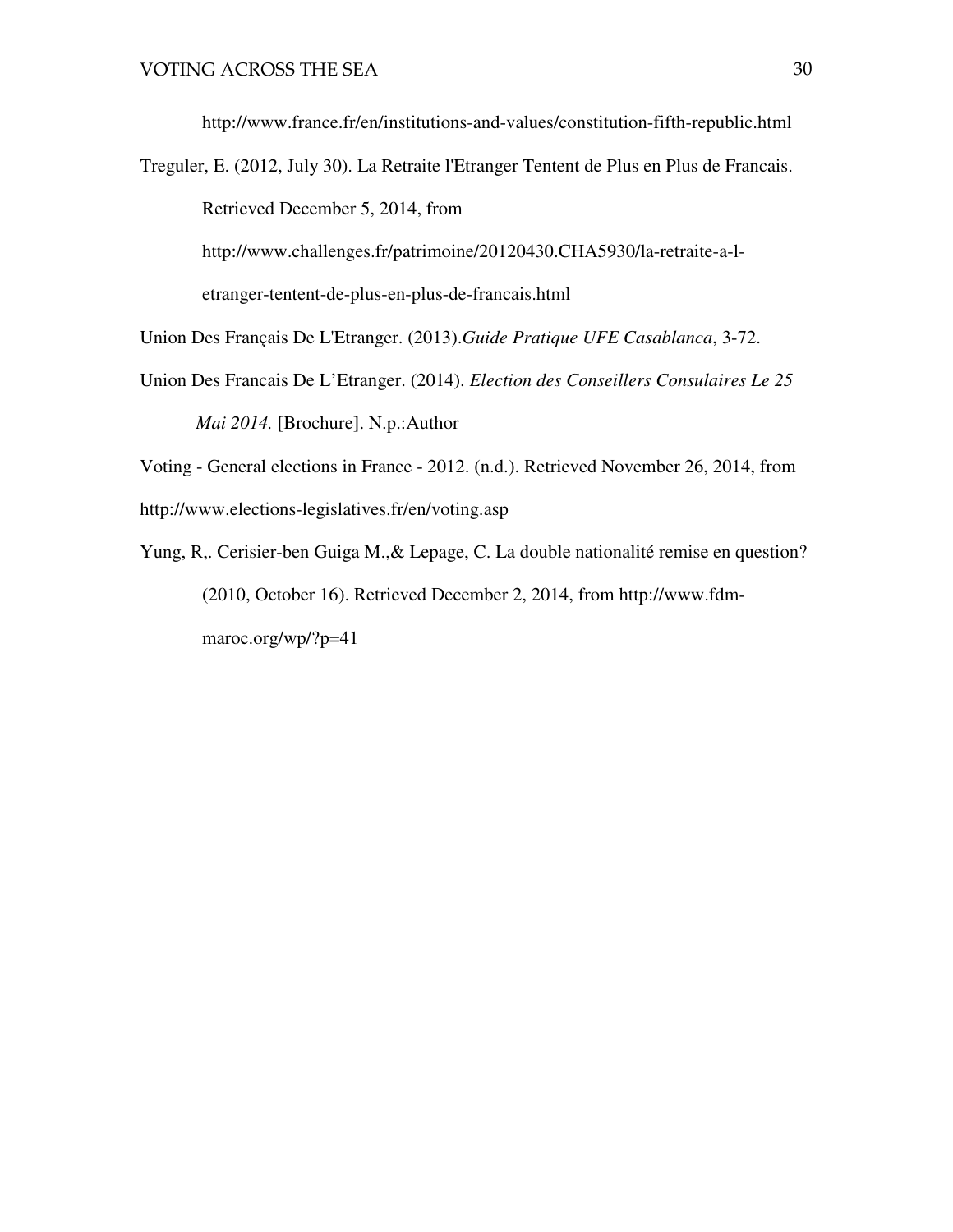http://www.france.fr/en/institutions-and-values/constitution-fifth-republic.html

Treguler, E. (2012, July 30). La Retraite l'Etranger Tentent de Plus en Plus de Francais. Retrieved December 5, 2014, from http://www.challenges.fr/patrimoine/20120430.CHA5930/la-retraite-a-l-etranger-tentent-de-plus-en-plus-de-francais.html

Union Des Français De L'Etranger. (2013).*Guide Pratique UFE Casablanca*, 3-72.

Union Des Francais De L'Etranger. (2014). *Election des Conseillers Consulaires Le 25 Mai 2014.* [Brochure]. N.p.:Author

Voting - General elections in France - 2012. (n.d.). Retrieved November 26, 2014, from http://www.elections-legislatives.fr/en/voting.asp

Yung, R,. Cerisier-ben Guiga M.,& Lepage, C. La double nationalité remise en question? (2010, October 16). Retrieved December 2, 2014, from http://www.fdm-maroc.org/wp/?p=41